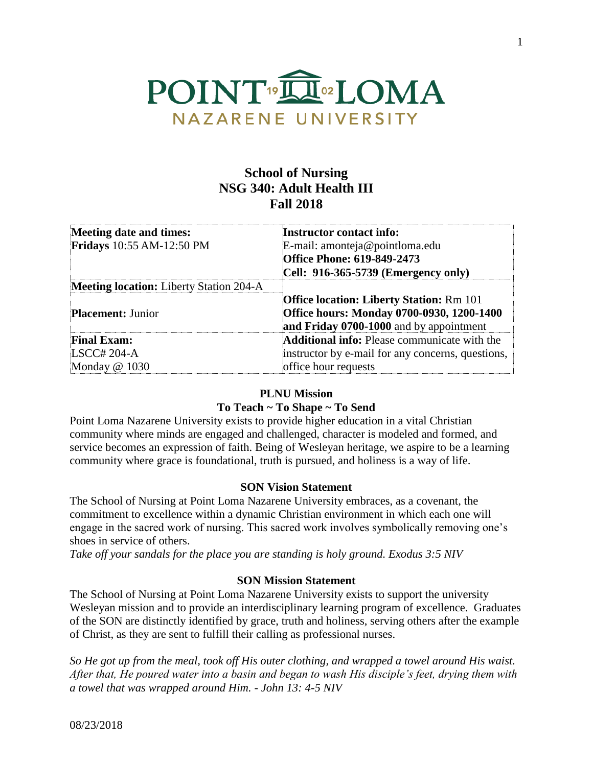# POINT LOMA NAZARENE UNIVERSITY

## School of Nursing
## NSG 340: Adult Health III
## Fall 2018

| **Meeting date and times:** **Fridays** 10:55 AM-12:50 PM | **Instructor contact info:** E-mail: amonteja@pointloma.edu **Office Phone: 619-849-2473** **Cell: 916-365-5739 (Emergency only)** |
|---|---|
| **Meeting location:** Liberty Station 204-A | |
| **Placement:** Junior | **Office location: Liberty Station:** Rm 101 **Office hours: Monday 0700-0930, 1200-1400 and Friday 0700-1000** and by appointment |
| **Final Exam:** LSCC# 204-A Monday @ 1030 | **Additional info:** Please communicate with the instructor by e-mail for any concerns, questions, office hour requests |

### PLNU Mission
### To Teach ~ To Shape ~ To Send

Point Loma Nazarene University exists to provide higher education in a vital Christian community where minds are engaged and challenged, character is modeled and formed, and service becomes an expression of faith. Being of Wesleyan heritage, we aspire to be a learning community where grace is foundational, truth is pursued, and holiness is a way of life.

### SON Vision Statement

The School of Nursing at Point Loma Nazarene University embraces, as a covenant, the commitment to excellence within a dynamic Christian environment in which each one will engage in the sacred work of nursing. This sacred work involves symbolically removing one's shoes in service of others.

*Take off your sandals for the place you are standing is holy ground. Exodus 3:5 NIV*

### SON Mission Statement

The School of Nursing at Point Loma Nazarene University exists to support the university Wesleyan mission and to provide an interdisciplinary learning program of excellence. Graduates of the SON are distinctly identified by grace, truth and holiness, serving others after the example of Christ, as they are sent to fulfill their calling as professional nurses.

*So He got up from the meal, took off His outer clothing, and wrapped a towel around His waist. After that, He poured water into a basin and began to wash His disciple's feet, drying them with a towel that was wrapped around Him. - John 13: 4-5 NIV*

08/23/2018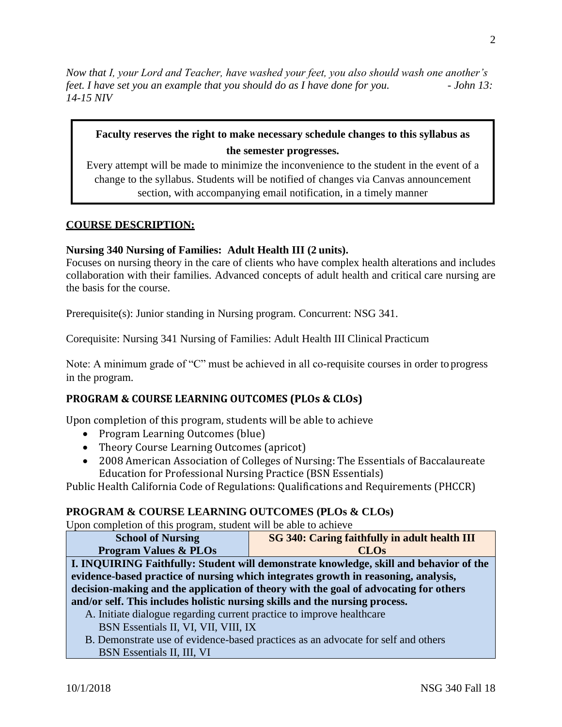*Now that I, your Lord and Teacher, have washed your feet, you also should wash one another's feet. I have set you an example that you should do as I have done for you. - John 13: 14-15 NIV*

**Faculty reserves the right to make necessary schedule changes to this syllabus as the semester progresses.**

Every attempt will be made to minimize the inconvenience to the student in the event of a change to the syllabus. Students will be notified of changes via Canvas announcement section, with accompanying email notification, in a timely manner

## COURSE DESCRIPTION:

**Nursing 340 Nursing of Families: Adult Health III (2 units).**

Focuses on nursing theory in the care of clients who have complex health alterations and includes collaboration with their families. Advanced concepts of adult health and critical care nursing are the basis for the course.

Prerequisite(s): Junior standing in Nursing program. Concurrent: NSG 341.

Corequisite: Nursing 341 Nursing of Families: Adult Health III Clinical Practicum

Note: A minimum grade of "C" must be achieved in all co-requisite courses in order to progress in the program.

## PROGRAM & COURSE LEARNING OUTCOMES (PLOs & CLOs)

Upon completion of this program, students will be able to achieve

- Program Learning Outcomes (blue)
- Theory Course Learning Outcomes (apricot)
- 2008 American Association of Colleges of Nursing: The Essentials of Baccalaureate Education for Professional Nursing Practice (BSN Essentials)

Public Health California Code of Regulations: Qualifications and Requirements (PHCCR)

## PROGRAM & COURSE LEARNING OUTCOMES (PLOs & CLOs)

Upon completion of this program, student will be able to achieve

| School of Nursing Program Values & PLOs | SG 340: Caring faithfully in adult health III CLOs |
| --- | --- |
| **I. INQUIRING Faithfully: Student will demonstrate knowledge, skill and behavior of the evidence-based practice of nursing which integrates growth in reasoning, analysis, decision-making and the application of theory with the goal of advocating for others and/or self. This includes holistic nursing skills and the nursing process.** | |
| A. Initiate dialogue regarding current practice to improve healthcare<br>BSN Essentials II, VI, VII, VIII, IX | |
| B. Demonstrate use of evidence-based practices as an advocate for self and others<br>BSN Essentials II, III, VI | |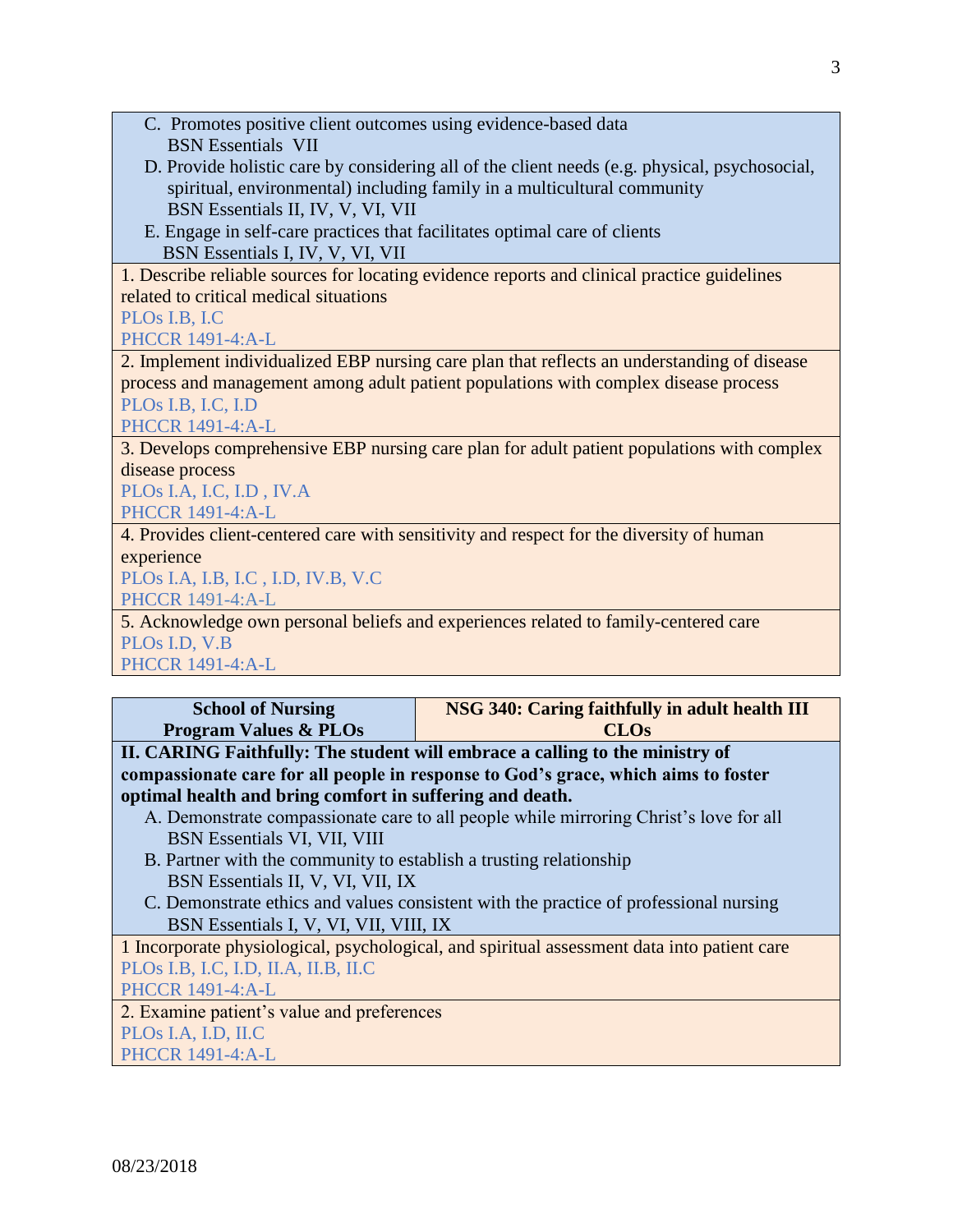| |
|---|
| C. Promotes positive client outcomes using evidence-based data<br>BSN Essentials VII<br>D. Provide holistic care by considering all of the client needs (e.g. physical, psychosocial, spiritual, environmental) including family in a multicultural community<br>BSN Essentials II, IV, V, VI, VII<br>E. Engage in self-care practices that facilitates optimal care of clients<br>BSN Essentials I, IV, V, VI, VII |
| 1. Describe reliable sources for locating evidence reports and clinical practice guidelines related to critical medical situations<br>PLOs I.B, I.C<br>PHCCR 1491-4:A-L |
| 2. Implement individualized EBP nursing care plan that reflects an understanding of disease process and management among adult patient populations with complex disease process<br>PLOs I.B, I.C, I.D<br>PHCCR 1491-4:A-L |
| 3. Develops comprehensive EBP nursing care plan for adult patient populations with complex disease process<br>PLOs I.A, I.C, I.D , IV.A<br>PHCCR 1491-4:A-L |
| 4. Provides client-centered care with sensitivity and respect for the diversity of human experience<br>PLOs I.A, I.B, I.C , I.D, IV.B, V.C<br>PHCCR 1491-4:A-L |
| 5. Acknowledge own personal beliefs and experiences related to family-centered care<br>PLOs I.D, V.B<br>PHCCR 1491-4:A-L |

| **School of Nursing Program Values & PLOs** | **NSG 340: Caring faithfully in adult health III CLOs** |
|---|---|
| **II. CARING Faithfully: The student will embrace a calling to the ministry of compassionate care for all people in response to God's grace, which aims to foster optimal health and bring comfort in suffering and death.**<br>A. Demonstrate compassionate care to all people while mirroring Christ's love for all<br>BSN Essentials VI, VII, VIII<br>B. Partner with the community to establish a trusting relationship<br>BSN Essentials II, V, VI, VII, IX<br>C. Demonstrate ethics and values consistent with the practice of professional nursing<br>BSN Essentials I, V, VI, VII, VIII, IX | |
| 1 Incorporate physiological, psychological, and spiritual assessment data into patient care<br>PLOs I.B, I.C, I.D, II.A, II.B, II.C<br>PHCCR 1491-4:A-L | |
| 2. Examine patient's value and preferences<br>PLOs I.A, I.D, II.C<br>PHCCR 1491-4:A-L | |

08/23/2018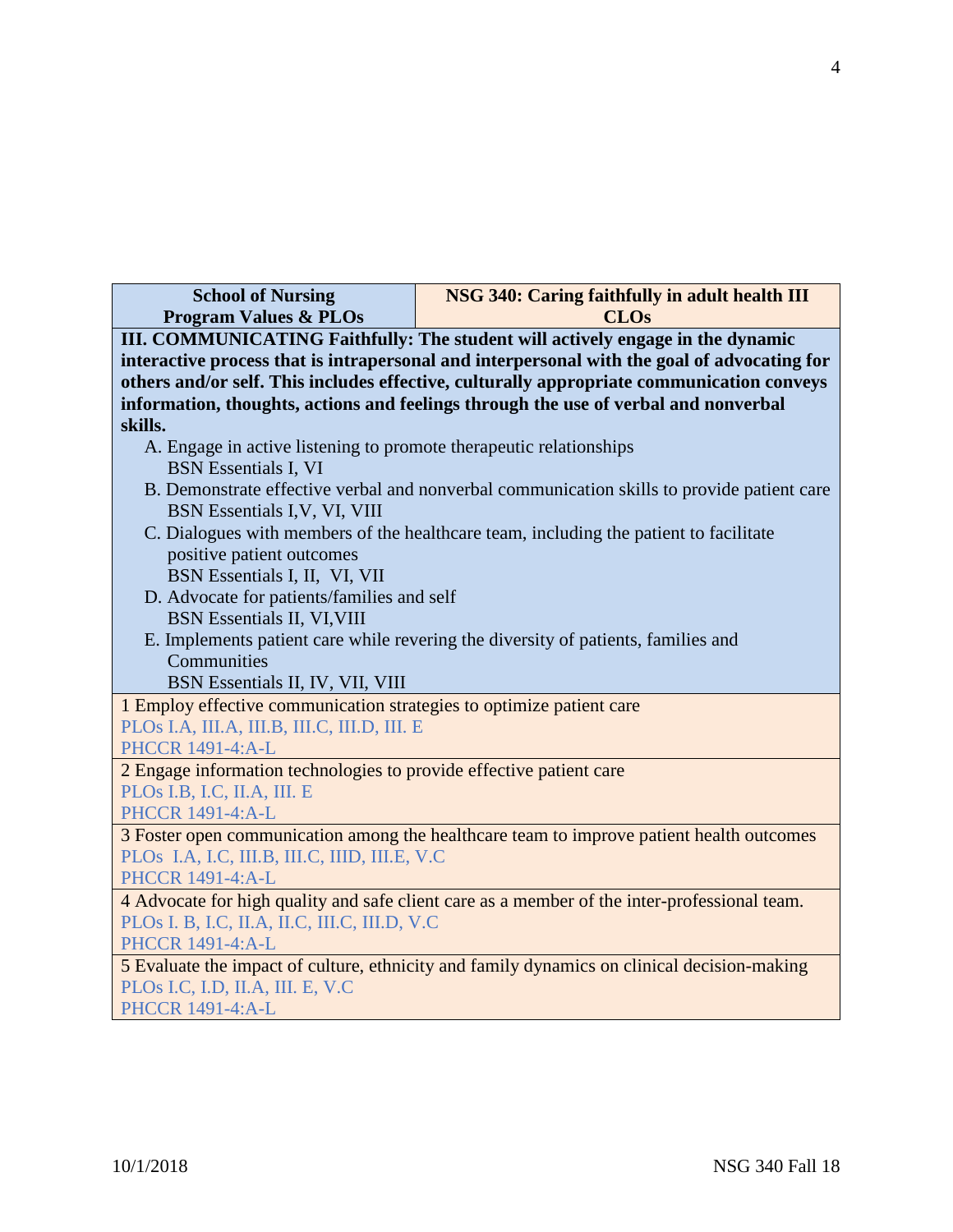| School of Nursing Program Values & PLOs | NSG 340: Caring faithfully in adult health III CLOs |
|---|---|
| **III. COMMUNICATING Faithfully: The student will actively engage in the dynamic interactive process that is intrapersonal and interpersonal with the goal of advocating for others and/or self. This includes effective, culturally appropriate communication conveys information, thoughts, actions and feelings through the use of verbal and nonverbal skills.**<br>A. Engage in active listening to promote therapeutic relationships<br>BSN Essentials I, VI<br>B. Demonstrate effective verbal and nonverbal communication skills to provide patient care<br>BSN Essentials I,V, VI, VIII<br>C. Dialogues with members of the healthcare team, including the patient to facilitate positive patient outcomes<br>BSN Essentials I, II, VI, VII<br>D. Advocate for patients/families and self<br>BSN Essentials II, VI,VIII<br>E. Implements patient care while revering the diversity of patients, families and Communities<br>BSN Essentials II, IV, VII, VIII | |
| 1 Employ effective communication strategies to optimize patient care<br>PLOs I.A, III.A, III.B, III.C, III.D, III. E<br>PHCCR 1491-4:A-L | |
| 2 Engage information technologies to provide effective patient care<br>PLOs I.B, I.C, II.A, III. E<br>PHCCR 1491-4:A-L | |
| 3 Foster open communication among the healthcare team to improve patient health outcomes<br>PLOs I.A, I.C, III.B, III.C, IIID, III.E, V.C<br>PHCCR 1491-4:A-L | |
| 4 Advocate for high quality and safe client care as a member of the inter-professional team.<br>PLOs I. B, I.C, II.A, II.C, III.C, III.D, V.C<br>PHCCR 1491-4:A-L | |
| 5 Evaluate the impact of culture, ethnicity and family dynamics on clinical decision-making<br>PLOs I.C, I.D, II.A, III. E, V.C<br>PHCCR 1491-4:A-L | |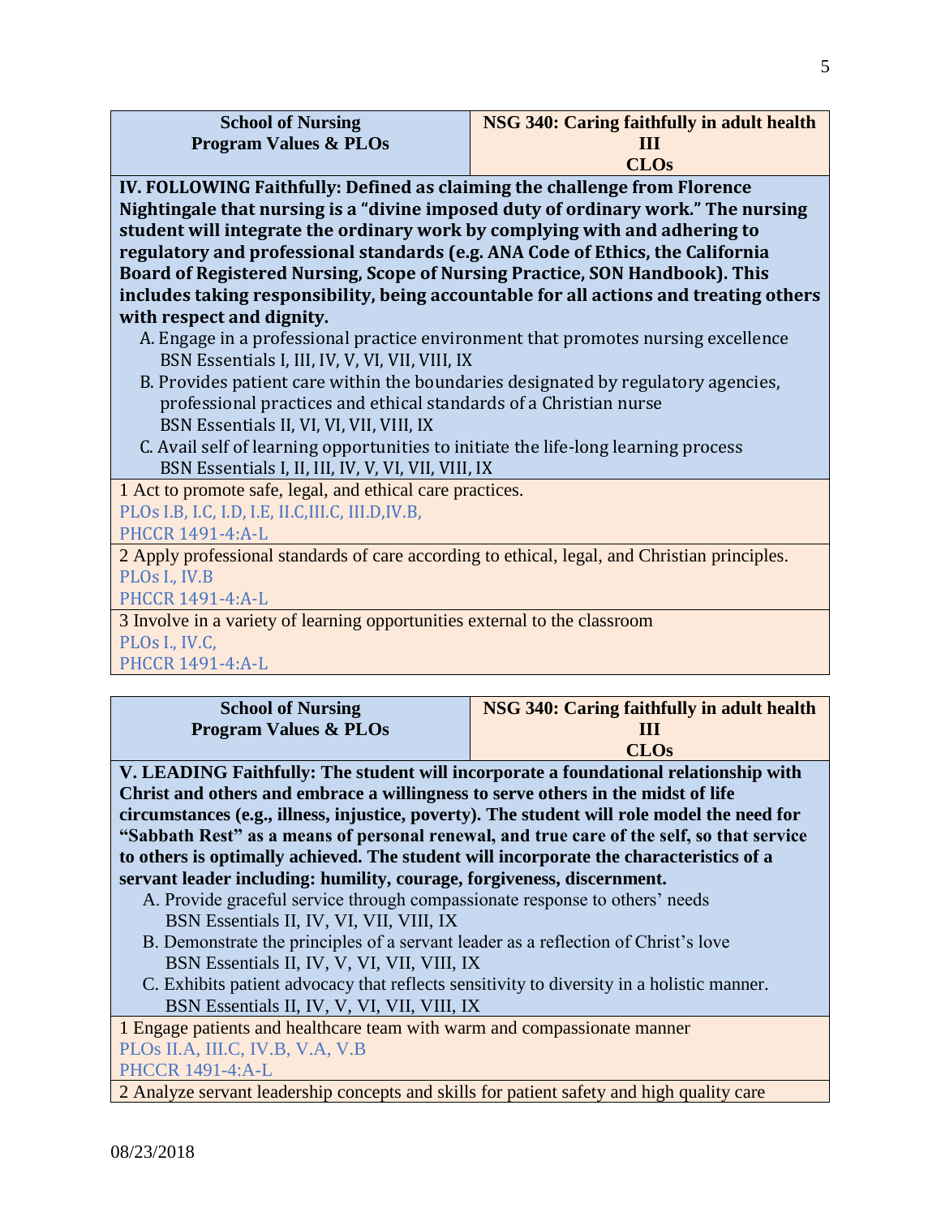| School of Nursing Program Values & PLOs | NSG 340: Caring faithfully in adult health III CLOs |
|---|---|
| **IV. FOLLOWING Faithfully: Defined as claiming the challenge from Florence Nightingale that nursing is a "divine imposed duty of ordinary work." The nursing student will integrate the ordinary work by complying with and adhering to regulatory and professional standards (e.g. ANA Code of Ethics, the California Board of Registered Nursing, Scope of Nursing Practice, SON Handbook). This includes taking responsibility, being accountable for all actions and treating others with respect and dignity.**<br>A. Engage in a professional practice environment that promotes nursing excellence<br>BSN Essentials I, III, IV, V, VI, VII, VIII, IX<br>B. Provides patient care within the boundaries designated by regulatory agencies, professional practices and ethical standards of a Christian nurse<br>BSN Essentials II, VI, VI, VII, VIII, IX<br>C. Avail self of learning opportunities to initiate the life-long learning process<br>BSN Essentials I, II, III, IV, V, VI, VII, VIII, IX | |
| 1 Act to promote safe, legal, and ethical care practices.<br>PLOs I.B, I.C, I.D, I.E, II.C,III.C, III.D,IV.B,<br>PHCCR 1491-4:A-L | |
| 2 Apply professional standards of care according to ethical, legal, and Christian principles.<br>PLOs I., IV.B<br>PHCCR 1491-4:A-L | |
| 3 Involve in a variety of learning opportunities external to the classroom<br>PLOs I., IV.C,<br>PHCCR 1491-4:A-L | |

| School of Nursing Program Values & PLOs | NSG 340: Caring faithfully in adult health III CLOs |
|---|---|
| **V. LEADING Faithfully: The student will incorporate a foundational relationship with Christ and others and embrace a willingness to serve others in the midst of life circumstances (e.g., illness, injustice, poverty). The student will role model the need for "Sabbath Rest" as a means of personal renewal, and true care of the self, so that service to others is optimally achieved. The student will incorporate the characteristics of a servant leader including: humility, courage, forgiveness, discernment.**<br>A. Provide graceful service through compassionate response to others' needs<br>BSN Essentials II, IV, VI, VII, VIII, IX<br>B. Demonstrate the principles of a servant leader as a reflection of Christ's love<br>BSN Essentials II, IV, V, VI, VII, VIII, IX<br>C. Exhibits patient advocacy that reflects sensitivity to diversity in a holistic manner.<br>BSN Essentials II, IV, V, VI, VII, VIII, IX | |
| 1 Engage patients and healthcare team with warm and compassionate manner<br>PLOs II.A, III.C, IV.B, V.A, V.B<br>PHCCR 1491-4:A-L | |
| 2 Analyze servant leadership concepts and skills for patient safety and high quality care | |

08/23/2018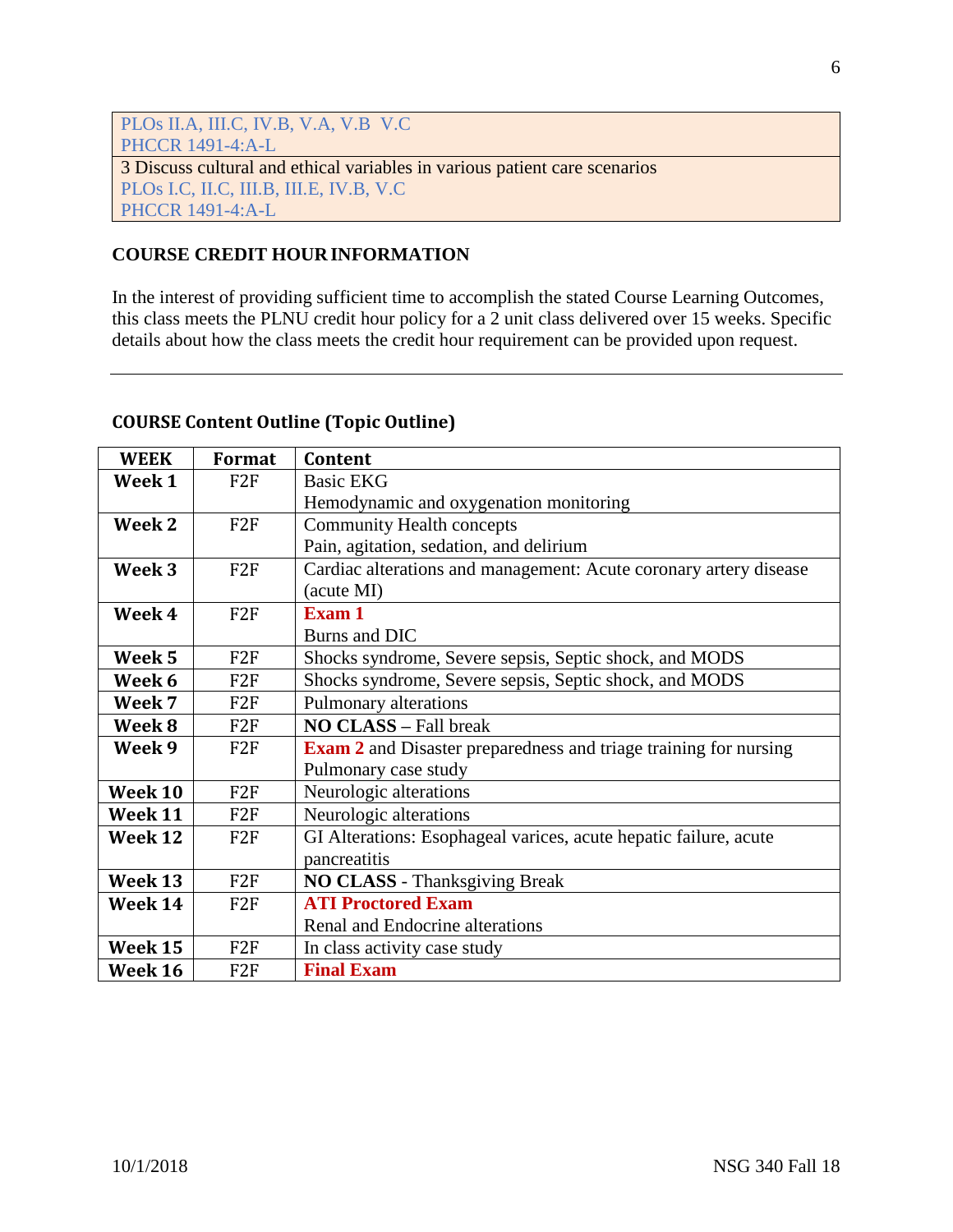PLOs II.A, III.C, IV.B, V.A, V.B V.C
PHCCR 1491-4:A-L
3 Discuss cultural and ethical variables in various patient care scenarios
PLOs I.C, II.C, III.B, III.E, IV.B, V.C
PHCCR 1491-4:A-L

## COURSE CREDIT HOUR INFORMATION

In the interest of providing sufficient time to accomplish the stated Course Learning Outcomes, this class meets the PLNU credit hour policy for a 2 unit class delivered over 15 weeks. Specific details about how the class meets the credit hour requirement can be provided upon request.

---

## COURSE Content Outline (Topic Outline)

| WEEK | Format | Content |
|---|---|---|
| **Week 1** | F2F | Basic EKG<br>Hemodynamic and oxygenation monitoring |
| **Week 2** | F2F | Community Health concepts<br>Pain, agitation, sedation, and delirium |
| **Week 3** | F2F | Cardiac alterations and management: Acute coronary artery disease (acute MI) |
| **Week 4** | F2F | **Exam 1**<br>Burns and DIC |
| **Week 5** | F2F | Shocks syndrome, Severe sepsis, Septic shock, and MODS |
| **Week 6** | F2F | Shocks syndrome, Severe sepsis, Septic shock, and MODS |
| **Week 7** | F2F | Pulmonary alterations |
| **Week 8** | F2F | **NO CLASS** – Fall break |
| **Week 9** | F2F | **Exam 2** and Disaster preparedness and triage training for nursing<br>Pulmonary case study |
| **Week 10** | F2F | Neurologic alterations |
| **Week 11** | F2F | Neurologic alterations |
| **Week 12** | F2F | GI Alterations: Esophageal varices, acute hepatic failure, acute pancreatitis |
| **Week 13** | F2F | **NO CLASS** - Thanksgiving Break |
| **Week 14** | F2F | **ATI Proctored Exam**<br>Renal and Endocrine alterations |
| **Week 15** | F2F | In class activity case study |
| **Week 16** | F2F | **Final Exam** |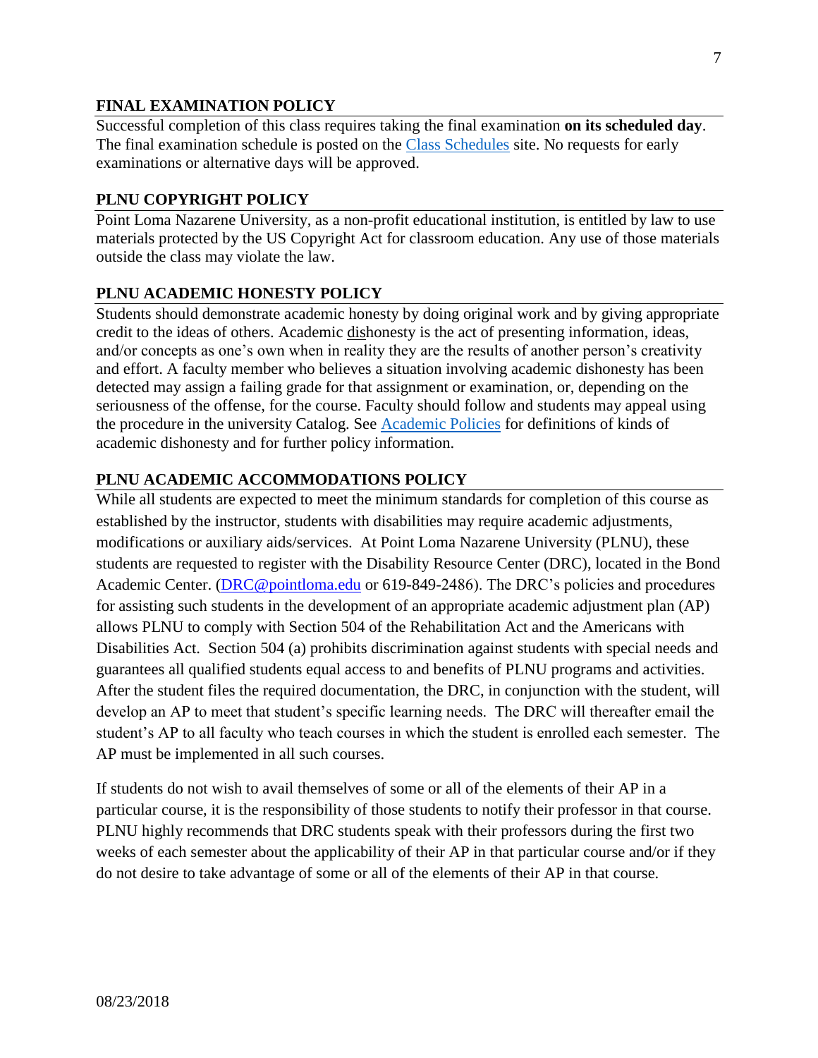## FINAL EXAMINATION POLICY

Successful completion of this class requires taking the final examination **on its scheduled day**. The final examination schedule is posted on the [Class Schedules] site. No requests for early examinations or alternative days will be approved.

## PLNU COPYRIGHT POLICY

Point Loma Nazarene University, as a non-profit educational institution, is entitled by law to use materials protected by the US Copyright Act for classroom education. Any use of those materials outside the class may violate the law.

## PLNU ACADEMIC HONESTY POLICY

Students should demonstrate academic honesty by doing original work and by giving appropriate credit to the ideas of others. Academic dishonesty is the act of presenting information, ideas, and/or concepts as one's own when in reality they are the results of another person's creativity and effort. A faculty member who believes a situation involving academic dishonesty has been detected may assign a failing grade for that assignment or examination, or, depending on the seriousness of the offense, for the course. Faculty should follow and students may appeal using the procedure in the university Catalog. See [Academic Policies] for definitions of kinds of academic dishonesty and for further policy information.

## PLNU ACADEMIC ACCOMMODATIONS POLICY

While all students are expected to meet the minimum standards for completion of this course as established by the instructor, students with disabilities may require academic adjustments, modifications or auxiliary aids/services. At Point Loma Nazarene University (PLNU), these students are requested to register with the Disability Resource Center (DRC), located in the Bond Academic Center. (DRC@pointloma.edu or 619-849-2486). The DRC's policies and procedures for assisting such students in the development of an appropriate academic adjustment plan (AP) allows PLNU to comply with Section 504 of the Rehabilitation Act and the Americans with Disabilities Act. Section 504 (a) prohibits discrimination against students with special needs and guarantees all qualified students equal access to and benefits of PLNU programs and activities. After the student files the required documentation, the DRC, in conjunction with the student, will develop an AP to meet that student's specific learning needs. The DRC will thereafter email the student's AP to all faculty who teach courses in which the student is enrolled each semester. The AP must be implemented in all such courses.

If students do not wish to avail themselves of some or all of the elements of their AP in a particular course, it is the responsibility of those students to notify their professor in that course. PLNU highly recommends that DRC students speak with their professors during the first two weeks of each semester about the applicability of their AP in that particular course and/or if they do not desire to take advantage of some or all of the elements of their AP in that course.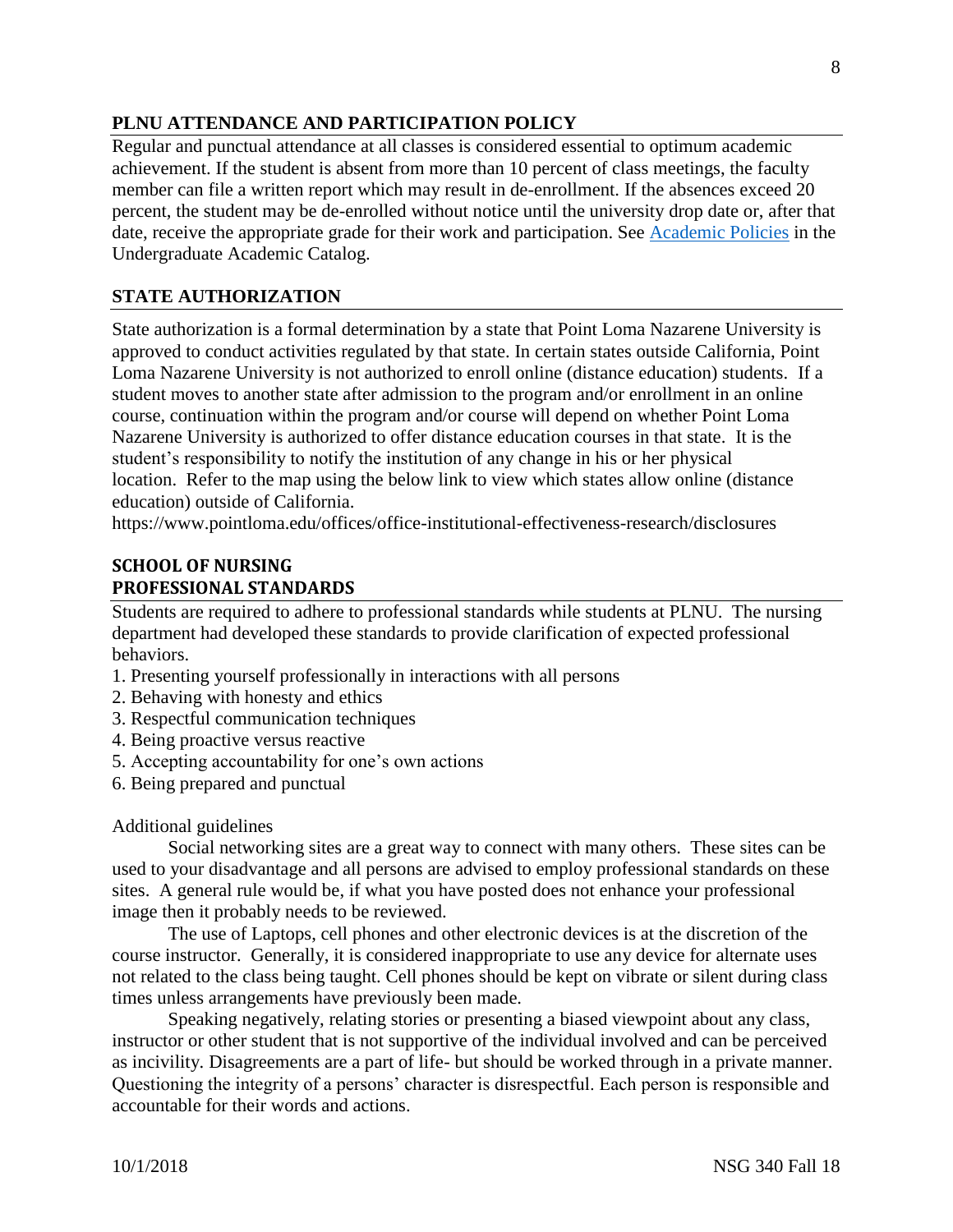## PLNU ATTENDANCE AND PARTICIPATION POLICY

Regular and punctual attendance at all classes is considered essential to optimum academic achievement. If the student is absent from more than 10 percent of class meetings, the faculty member can file a written report which may result in de-enrollment. If the absences exceed 20 percent, the student may be de-enrolled without notice until the university drop date or, after that date, receive the appropriate grade for their work and participation. See Academic Policies in the Undergraduate Academic Catalog.

## STATE AUTHORIZATION

State authorization is a formal determination by a state that Point Loma Nazarene University is approved to conduct activities regulated by that state. In certain states outside California, Point Loma Nazarene University is not authorized to enroll online (distance education) students. If a student moves to another state after admission to the program and/or enrollment in an online course, continuation within the program and/or course will depend on whether Point Loma Nazarene University is authorized to offer distance education courses in that state. It is the student's responsibility to notify the institution of any change in his or her physical location. Refer to the map using the below link to view which states allow online (distance education) outside of California.
https://www.pointloma.edu/offices/office-institutional-effectiveness-research/disclosures

## SCHOOL OF NURSING
## PROFESSIONAL STANDARDS

Students are required to adhere to professional standards while students at PLNU. The nursing department had developed these standards to provide clarification of expected professional behaviors.

1. Presenting yourself professionally in interactions with all persons
2. Behaving with honesty and ethics
3. Respectful communication techniques
4. Being proactive versus reactive
5. Accepting accountability for one's own actions
6. Being prepared and punctual

Additional guidelines

Social networking sites are a great way to connect with many others. These sites can be used to your disadvantage and all persons are advised to employ professional standards on these sites. A general rule would be, if what you have posted does not enhance your professional image then it probably needs to be reviewed.

The use of Laptops, cell phones and other electronic devices is at the discretion of the course instructor. Generally, it is considered inappropriate to use any device for alternate uses not related to the class being taught. Cell phones should be kept on vibrate or silent during class times unless arrangements have previously been made.

Speaking negatively, relating stories or presenting a biased viewpoint about any class, instructor or other student that is not supportive of the individual involved and can be perceived as incivility. Disagreements are a part of life- but should be worked through in a private manner. Questioning the integrity of a persons' character is disrespectful. Each person is responsible and accountable for their words and actions.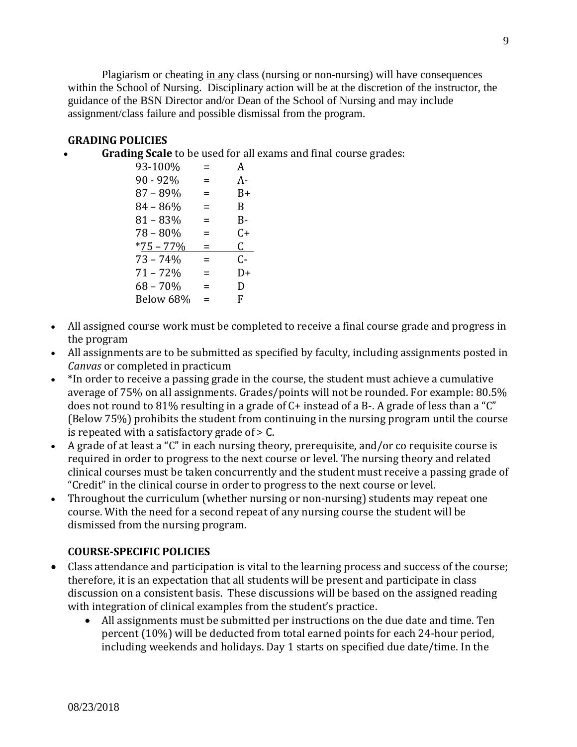Plagiarism or cheating in any class (nursing or non-nursing) will have consequences within the School of Nursing. Disciplinary action will be at the discretion of the instructor, the guidance of the BSN Director and/or Dean of the School of Nursing and may include assignment/class failure and possible dismissal from the program.

## GRADING POLICIES

- **Grading Scale** to be used for all exams and final course grades:

| | | |
|---|---|---|
| 93-100% | = | A |
| 90 - 92% | = | A- |
| 87 – 89% | = | B+ |
| 84 – 86% | = | B |
| 81 – 83% | = | B- |
| 78 – 80% | = | C+ |
| *75 – 77% | = | C |
| 73 – 74% | = | C- |
| 71 – 72% | = | D+ |
| 68 – 70% | = | D |
| Below 68% | = | F |

- All assigned course work must be completed to receive a final course grade and progress in the program
- All assignments are to be submitted as specified by faculty, including assignments posted in *Canvas* or completed in practicum
- *In order to receive a passing grade in the course, the student must achieve a cumulative average of 75% on all assignments. Grades/points will not be rounded. For example: 80.5% does not round to 81% resulting in a grade of C+ instead of a B-. A grade of less than a "C" (Below 75%) prohibits the student from continuing in the nursing program until the course is repeated with a satisfactory grade of ≥ C.
- A grade of at least a "C" in each nursing theory, prerequisite, and/or co requisite course is required in order to progress to the next course or level. The nursing theory and related clinical courses must be taken concurrently and the student must receive a passing grade of "Credit" in the clinical course in order to progress to the next course or level.
- Throughout the curriculum (whether nursing or non-nursing) students may repeat one course. With the need for a second repeat of any nursing course the student will be dismissed from the nursing program.

## COURSE-SPECIFIC POLICIES

- Class attendance and participation is vital to the learning process and success of the course; therefore, it is an expectation that all students will be present and participate in class discussion on a consistent basis. These discussions will be based on the assigned reading with integration of clinical examples from the student's practice.
  - All assignments must be submitted per instructions on the due date and time. Ten percent (10%) will be deducted from total earned points for each 24-hour period, including weekends and holidays. Day 1 starts on specified due date/time. In the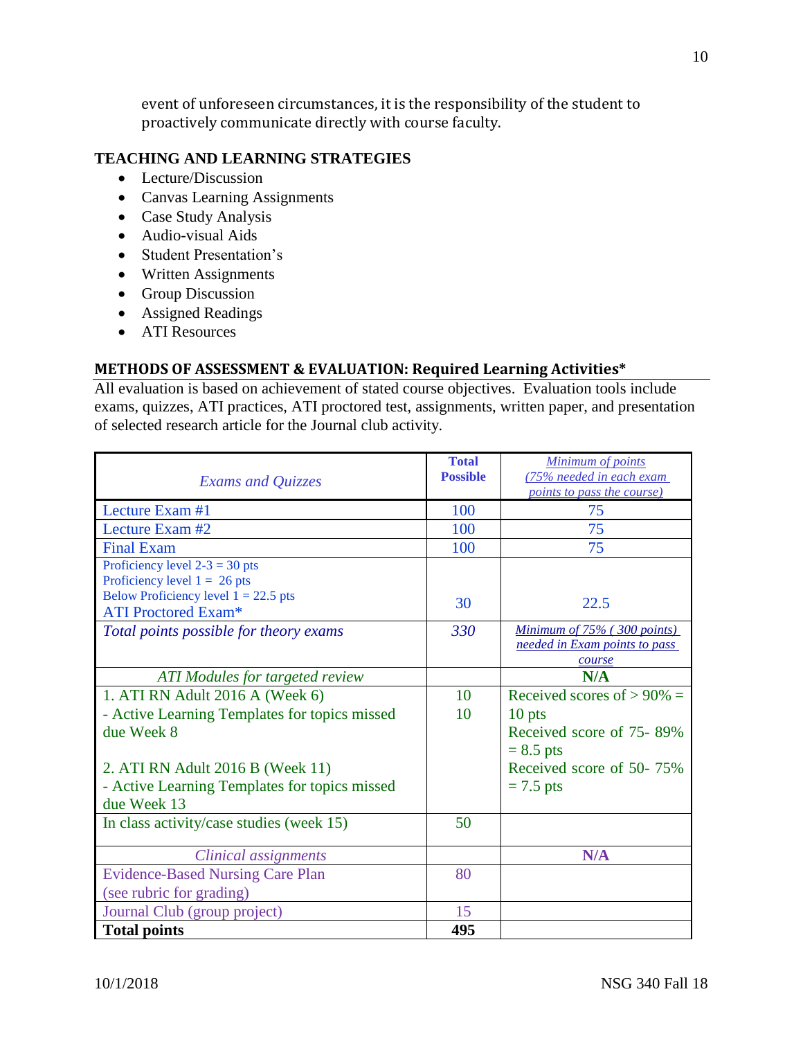event of unforeseen circumstances, it is the responsibility of the student to proactively communicate directly with course faculty.

**TEACHING AND LEARNING STRATEGIES**

- Lecture/Discussion
- Canvas Learning Assignments
- Case Study Analysis
- Audio-visual Aids
- Student Presentation's
- Written Assignments
- Group Discussion
- Assigned Readings
- ATI Resources

**METHODS OF ASSESSMENT & EVALUATION: Required Learning Activities***

All evaluation is based on achievement of stated course objectives. Evaluation tools include exams, quizzes, ATI practices, ATI proctored test, assignments, written paper, and presentation of selected research article for the Journal club activity.

| *Exams and Quizzes* | **Total Possible** | *Minimum of points (75% needed in each exam points to pass the course)* |
|---|---|---|
| Lecture Exam #1 | 100 | 75 |
| Lecture Exam #2 | 100 | 75 |
| Final Exam | 100 | 75 |
| Proficiency level 2-3 = 30 pts<br>Proficiency level 1 = 26 pts<br>Below Proficiency level 1 = 22.5 pts<br>ATI Proctored Exam* | 30 | 22.5 |
| *Total points possible for theory exams* | *330* | *Minimum of 75% ( 300 points) needed in Exam points to pass course* |
| *ATI Modules for targeted review* | | **N/A** |
| 1. ATI RN Adult 2016 A (Week 6)<br>- Active Learning Templates for topics missed due Week 8<br><br>2. ATI RN Adult 2016 B (Week 11)<br>- Active Learning Templates for topics missed due Week 13 | 10<br>10 | Received scores of > 90% = 10 pts<br>Received score of 75- 89% = 8.5 pts<br>Received score of 50- 75% = 7.5 pts |
| In class activity/case studies (week 15) | 50 | |
| *Clinical assignments* | | **N/A** |
| Evidence-Based Nursing Care Plan (see rubric for grading) | 80 | |
| Journal Club (group project) | 15 | |
| **Total points** | **495** | |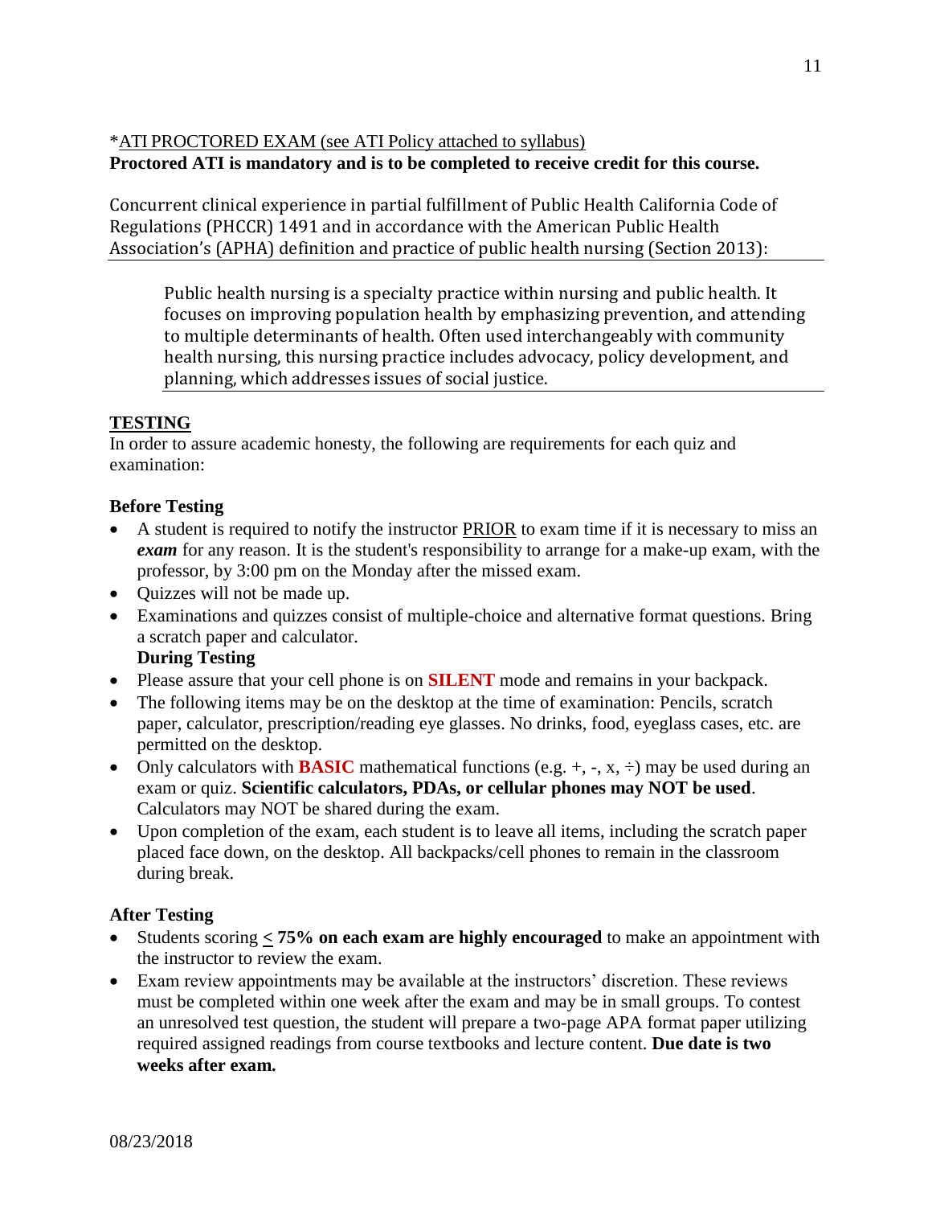*ATI PROCTORED EXAM (see ATI Policy attached to syllabus)
**Proctored ATI is mandatory and is to be completed to receive credit for this course.**

Concurrent clinical experience in partial fulfillment of Public Health California Code of Regulations (PHCCR) 1491 and in accordance with the American Public Health Association's (APHA) definition and practice of public health nursing (Section 2013):

> Public health nursing is a specialty practice within nursing and public health. It focuses on improving population health by emphasizing prevention, and attending to multiple determinants of health. Often used interchangeably with community health nursing, this nursing practice includes advocacy, policy development, and planning, which addresses issues of social justice.

## TESTING

In order to assure academic honesty, the following are requirements for each quiz and examination:

### Before Testing

- A student is required to notify the instructor PRIOR to exam time if it is necessary to miss an ***exam*** for any reason. It is the student's responsibility to arrange for a make-up exam, with the professor, by 3:00 pm on the Monday after the missed exam.
- Quizzes will not be made up.
- Examinations and quizzes consist of multiple-choice and alternative format questions. Bring a scratch paper and calculator.

### During Testing

- Please assure that your cell phone is on **SILENT** mode and remains in your backpack.
- The following items may be on the desktop at the time of examination: Pencils, scratch paper, calculator, prescription/reading eye glasses. No drinks, food, eyeglass cases, etc. are permitted on the desktop.
- Only calculators with **BASIC** mathematical functions (e.g. +, -, x, ÷) may be used during an exam or quiz. **Scientific calculators, PDAs, or cellular phones may NOT be used**. Calculators may NOT be shared during the exam.
- Upon completion of the exam, each student is to leave all items, including the scratch paper placed face down, on the desktop. All backpacks/cell phones to remain in the classroom during break.

### After Testing

- Students scoring **≤ 75% on each exam are highly encouraged** to make an appointment with the instructor to review the exam.
- Exam review appointments may be available at the instructors' discretion. These reviews must be completed within one week after the exam and may be in small groups. To contest an unresolved test question, the student will prepare a two-page APA format paper utilizing required assigned readings from course textbooks and lecture content. **Due date is two weeks after exam.**

08/23/2018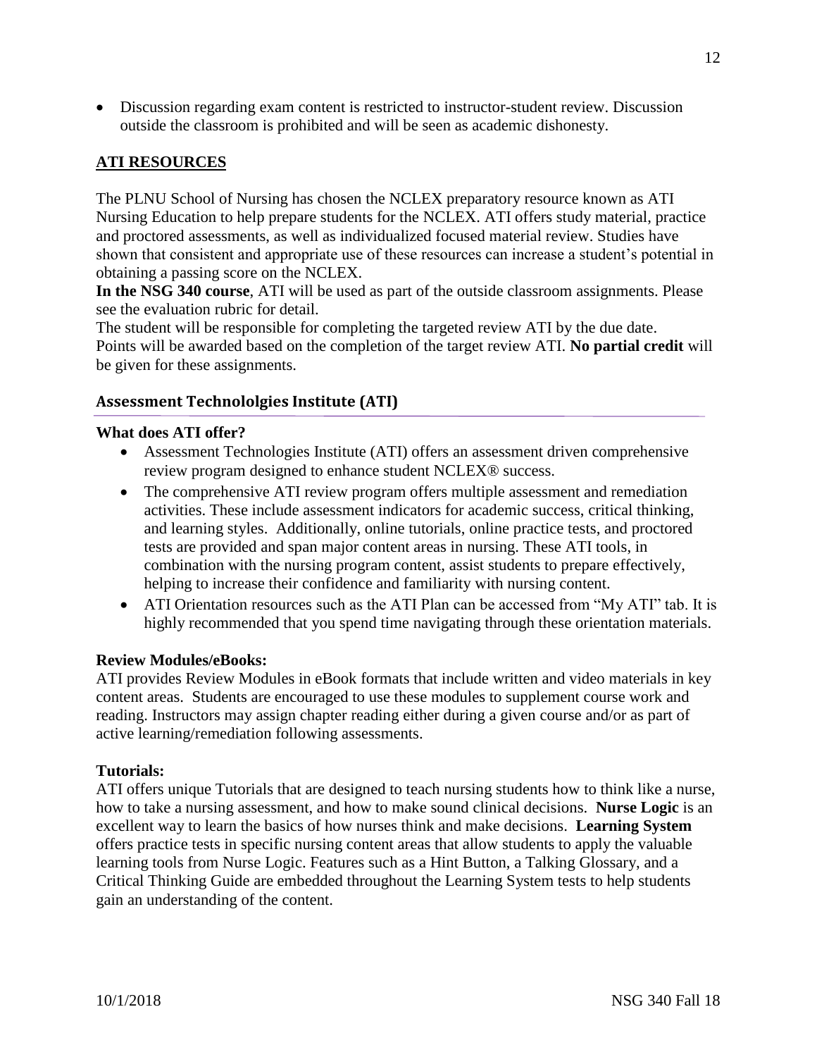- Discussion regarding exam content is restricted to instructor-student review. Discussion outside the classroom is prohibited and will be seen as academic dishonesty.

## ATI RESOURCES

The PLNU School of Nursing has chosen the NCLEX preparatory resource known as ATI Nursing Education to help prepare students for the NCLEX. ATI offers study material, practice and proctored assessments, as well as individualized focused material review. Studies have shown that consistent and appropriate use of these resources can increase a student's potential in obtaining a passing score on the NCLEX.

**In the NSG 340 course**, ATI will be used as part of the outside classroom assignments. Please see the evaluation rubric for detail.

The student will be responsible for completing the targeted review ATI by the due date.

Points will be awarded based on the completion of the target review ATI. **No partial credit** will be given for these assignments.

### Assessment Technololgies Institute (ATI)

**What does ATI offer?**

- Assessment Technologies Institute (ATI) offers an assessment driven comprehensive review program designed to enhance student NCLEX® success.
- The comprehensive ATI review program offers multiple assessment and remediation activities. These include assessment indicators for academic success, critical thinking, and learning styles. Additionally, online tutorials, online practice tests, and proctored tests are provided and span major content areas in nursing. These ATI tools, in combination with the nursing program content, assist students to prepare effectively, helping to increase their confidence and familiarity with nursing content.
- ATI Orientation resources such as the ATI Plan can be accessed from "My ATI" tab. It is highly recommended that you spend time navigating through these orientation materials.

**Review Modules/eBooks:**

ATI provides Review Modules in eBook formats that include written and video materials in key content areas. Students are encouraged to use these modules to supplement course work and reading. Instructors may assign chapter reading either during a given course and/or as part of active learning/remediation following assessments.

**Tutorials:**

ATI offers unique Tutorials that are designed to teach nursing students how to think like a nurse, how to take a nursing assessment, and how to make sound clinical decisions. **Nurse Logic** is an excellent way to learn the basics of how nurses think and make decisions. **Learning System** offers practice tests in specific nursing content areas that allow students to apply the valuable learning tools from Nurse Logic. Features such as a Hint Button, a Talking Glossary, and a Critical Thinking Guide are embedded throughout the Learning System tests to help students gain an understanding of the content.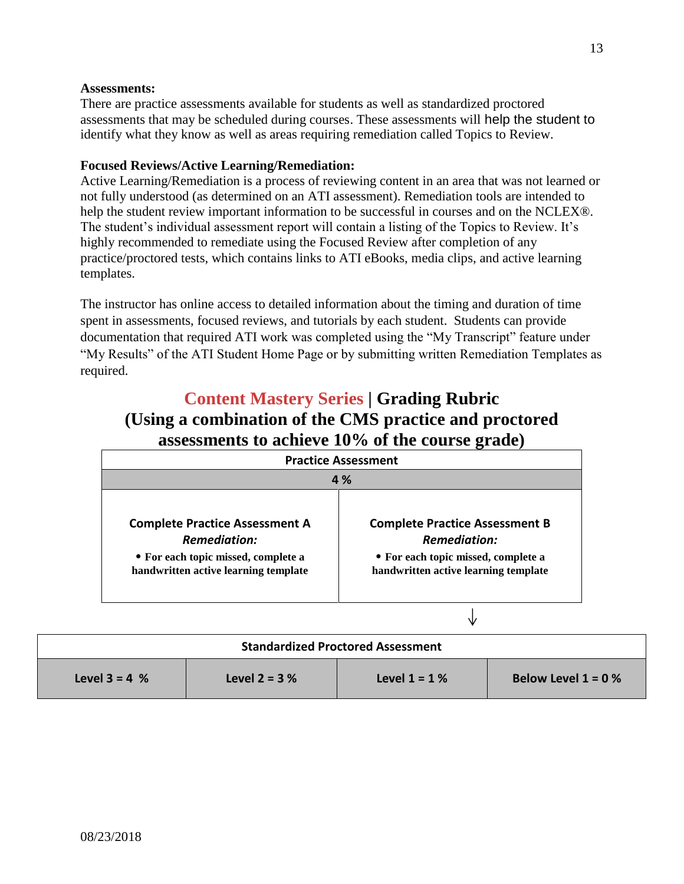**Assessments:**
There are practice assessments available for students as well as standardized proctored assessments that may be scheduled during courses. These assessments will help the student to identify what they know as well as areas requiring remediation called Topics to Review.

**Focused Reviews/Active Learning/Remediation:**
Active Learning/Remediation is a process of reviewing content in an area that was not learned or not fully understood (as determined on an ATI assessment). Remediation tools are intended to help the student review important information to be successful in courses and on the NCLEX®. The student's individual assessment report will contain a listing of the Topics to Review. It's highly recommended to remediate using the Focused Review after completion of any practice/proctored tests, which contains links to ATI eBooks, media clips, and active learning templates.

The instructor has online access to detailed information about the timing and duration of time spent in assessments, focused reviews, and tutorials by each student. Students can provide documentation that required ATI work was completed using the "My Transcript" feature under "My Results" of the ATI Student Home Page or by submitting written Remediation Templates as required.

## Content Mastery Series | Grading Rubric (Using a combination of the CMS practice and proctored assessments to achieve 10% of the course grade)

| Practice Assessment | |
|---|---|
| 4 % | |
| **Complete Practice Assessment A**<br>***Remediation:***<br>• **For each topic missed, complete a handwritten active learning template** | **Complete Practice Assessment B**<br>***Remediation:***<br>• **For each topic missed, complete a handwritten active learning template** |

↓

| Standardized Proctored Assessment | | | |
|---|---|---|---|
| Level 3 = 4 % | Level 2 = 3 % | Level 1 = 1 % | Below Level 1 = 0 % |

08/23/2018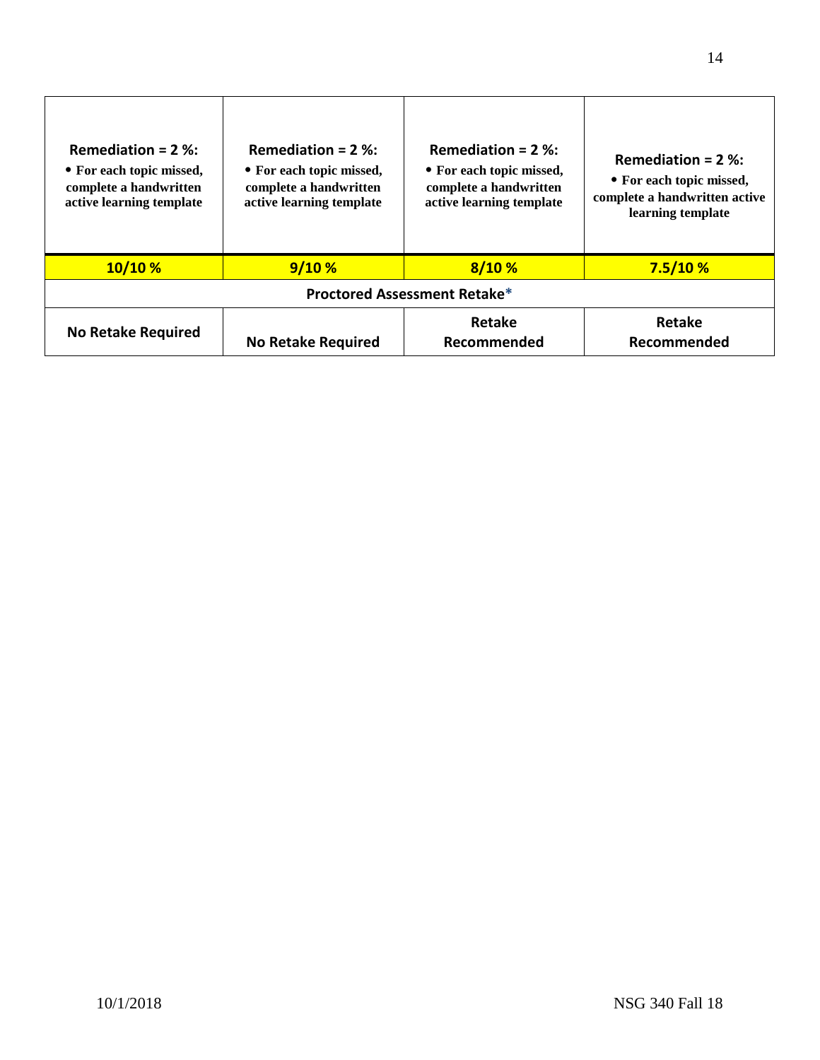| **Remediation = 2 %:** • **For each topic missed, complete a handwritten active learning template** | **Remediation = 2 %:** • **For each topic missed, complete a handwritten active learning template** | **Remediation = 2 %:** • **For each topic missed, complete a handwritten active learning template** | **Remediation = 2 %:** • **For each topic missed, complete a handwritten active learning template** |
|---|---|---|---|
| **10/10 %** | **9/10 %** | **8/10 %** | **7.5/10 %** |
| **Proctored Assessment Retake*** | | | |
| **No Retake Required** | **No Retake Required** | **Retake Recommended** | **Retake Recommended** |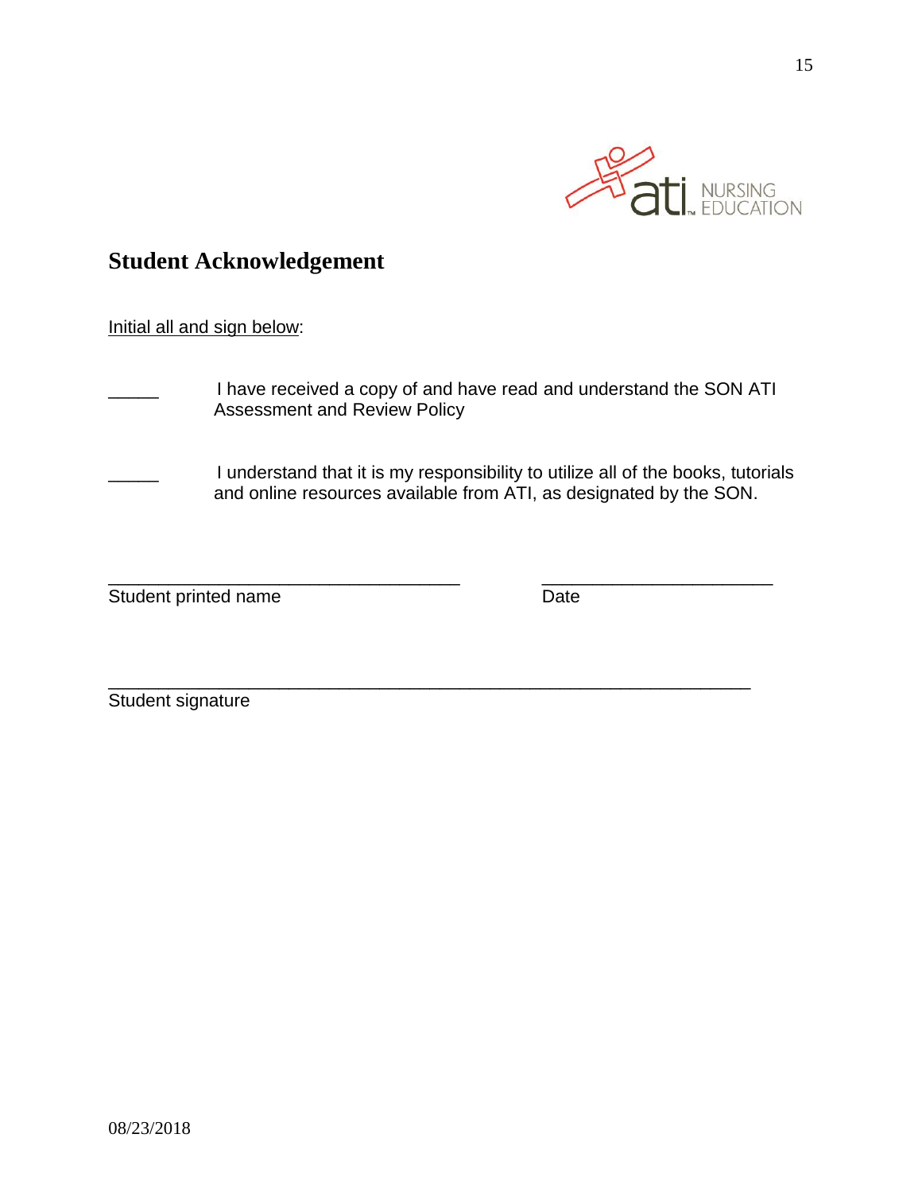## Student Acknowledgement

Initial all and sign below:

\_\_\_\_\_ I have received a copy of and have read and understand the SON ATI Assessment and Review Policy

\_\_\_\_\_ I understand that it is my responsibility to utilize all of the books, tutorials and online resources available from ATI, as designated by the SON.

\_\_\_\_\_\_\_\_\_\_\_\_\_\_\_\_\_\_\_\_\_\_\_\_\_\_\_\_\_\_\_\_\_\_\_\_ \_\_\_\_\_\_\_\_\_\_\_\_\_\_\_\_\_\_\_\_\_\_\_\_
Student printed name Date

\_\_\_\_\_\_\_\_\_\_\_\_\_\_\_\_\_\_\_\_\_\_\_\_\_\_\_\_\_\_\_\_\_\_\_\_\_\_\_\_\_\_\_\_\_\_\_\_\_\_\_\_\_\_\_\_\_\_\_\_\_\_\_
Student signature

08/23/2018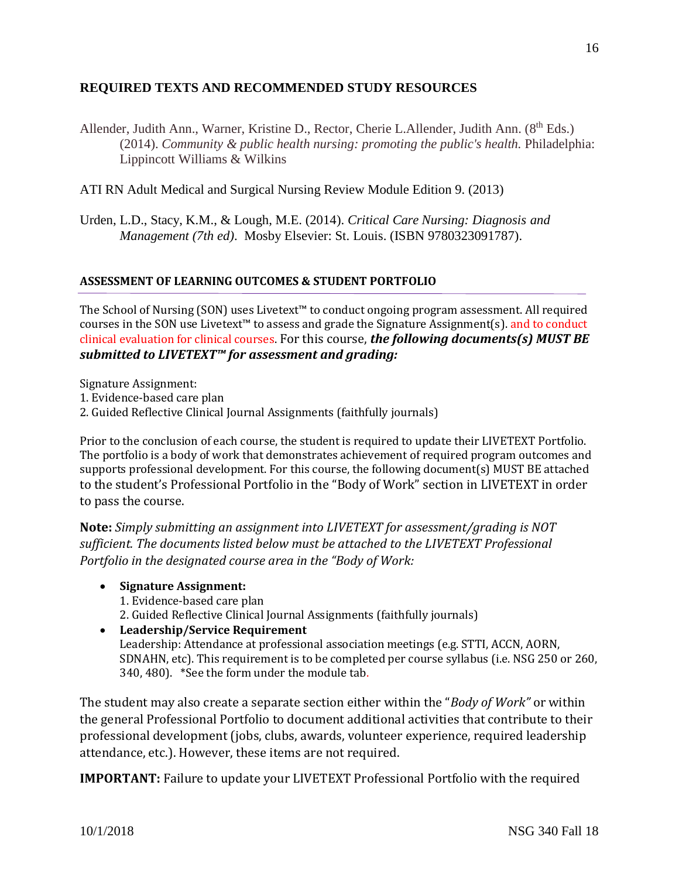## REQUIRED TEXTS AND RECOMMENDED STUDY RESOURCES

Allender, Judith Ann., Warner, Kristine D., Rector, Cherie L.Allender, Judith Ann. (8th Eds.) (2014). *Community & public health nursing: promoting the public's health.* Philadelphia: Lippincott Williams & Wilkins

ATI RN Adult Medical and Surgical Nursing Review Module Edition 9. (2013)

Urden, L.D., Stacy, K.M., & Lough, M.E. (2014). *Critical Care Nursing: Diagnosis and Management (7th ed)*. Mosby Elsevier: St. Louis. (ISBN 9780323091787).

### ASSESSMENT OF LEARNING OUTCOMES & STUDENT PORTFOLIO

The School of Nursing (SON) uses Livetext™ to conduct ongoing program assessment. All required courses in the SON use Livetext™ to assess and grade the Signature Assignment(s). and to conduct clinical evaluation for clinical courses. For this course, ***the following documents(s) MUST BE submitted to LIVETEXT™ for assessment and grading:***

Signature Assignment:
1. Evidence-based care plan
2. Guided Reflective Clinical Journal Assignments (faithfully journals)

Prior to the conclusion of each course, the student is required to update their LIVETEXT Portfolio. The portfolio is a body of work that demonstrates achievement of required program outcomes and supports professional development. For this course, the following document(s) MUST BE attached to the student's Professional Portfolio in the "Body of Work" section in LIVETEXT in order to pass the course.

**Note:** *Simply submitting an assignment into LIVETEXT for assessment/grading is NOT sufficient. The documents listed below must be attached to the LIVETEXT Professional Portfolio in the designated course area in the "Body of Work:*

- **Signature Assignment:**
  1. Evidence-based care plan
  2. Guided Reflective Clinical Journal Assignments (faithfully journals)
- **Leadership/Service Requirement**
  Leadership: Attendance at professional association meetings (e.g. STTI, ACCN, AORN, SDNAHN, etc). This requirement is to be completed per course syllabus (i.e. NSG 250 or 260, 340, 480). *See the form under the module tab.

The student may also create a separate section either within the "*Body of Work"* or within the general Professional Portfolio to document additional activities that contribute to their professional development (jobs, clubs, awards, volunteer experience, required leadership attendance, etc.). However, these items are not required.

**IMPORTANT:** Failure to update your LIVETEXT Professional Portfolio with the required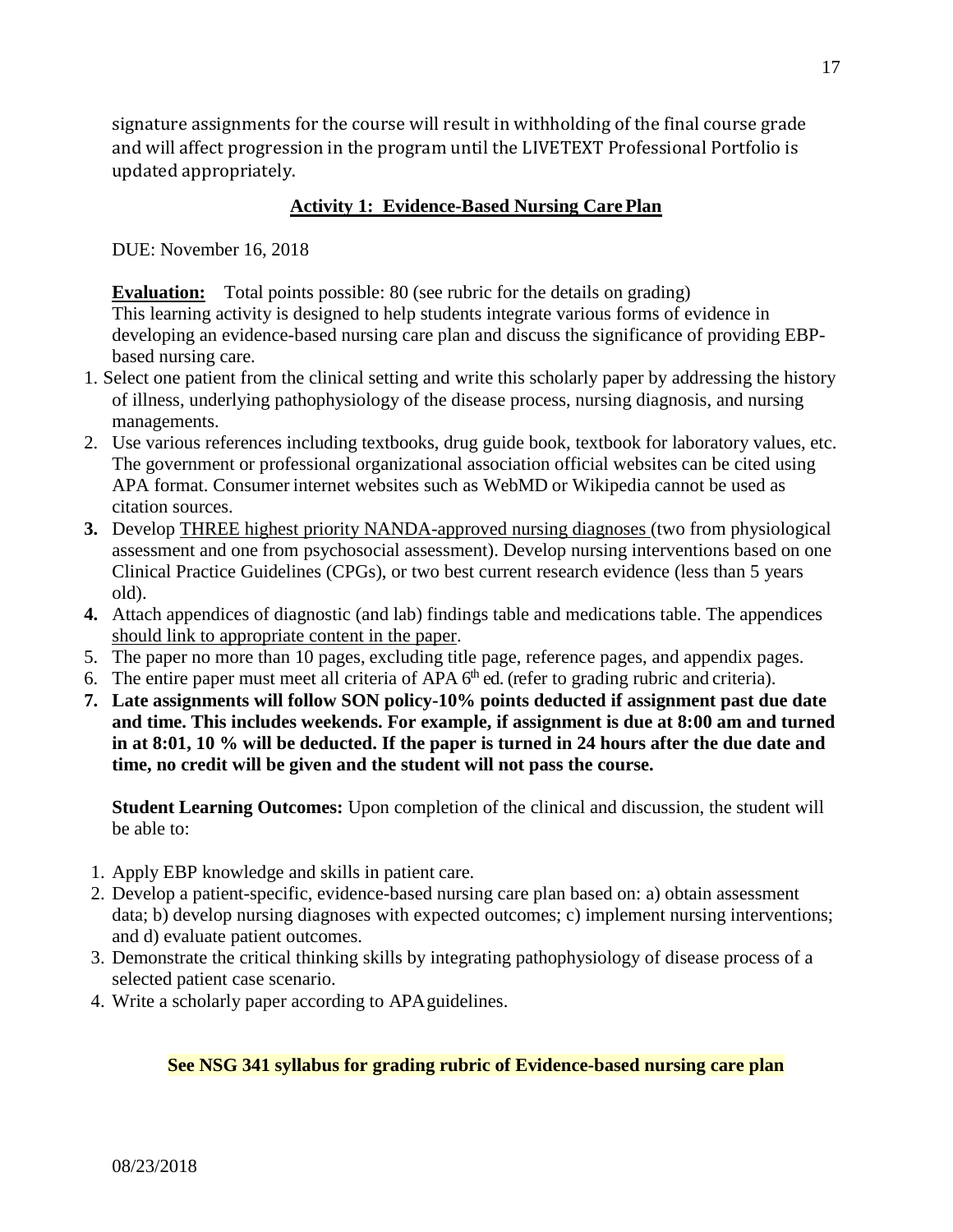signature assignments for the course will result in withholding of the final course grade and will affect progression in the program until the LIVETEXT Professional Portfolio is updated appropriately.

## Activity 1: Evidence-Based Nursing Care Plan

DUE: November 16, 2018

**Evaluation:** Total points possible: 80 (see rubric for the details on grading)
This learning activity is designed to help students integrate various forms of evidence in developing an evidence-based nursing care plan and discuss the significance of providing EBP-based nursing care.

1. Select one patient from the clinical setting and write this scholarly paper by addressing the history of illness, underlying pathophysiology of the disease process, nursing diagnosis, and nursing managements.
2. Use various references including textbooks, drug guide book, textbook for laboratory values, etc. The government or professional organizational association official websites can be cited using APA format. Consumer internet websites such as WebMD or Wikipedia cannot be used as citation sources.
3. Develop THREE highest priority NANDA-approved nursing diagnoses (two from physiological assessment and one from psychosocial assessment). Develop nursing interventions based on one Clinical Practice Guidelines (CPGs), or two best current research evidence (less than 5 years old).
4. Attach appendices of diagnostic (and lab) findings table and medications table. The appendices should link to appropriate content in the paper.
5. The paper no more than 10 pages, excluding title page, reference pages, and appendix pages.
6. The entire paper must meet all criteria of APA 6th ed. (refer to grading rubric and criteria).
7. **Late assignments will follow SON policy-10% points deducted if assignment past due date and time. This includes weekends. For example, if assignment is due at 8:00 am and turned in at 8:01, 10 % will be deducted. If the paper is turned in 24 hours after the due date and time, no credit will be given and the student will not pass the course.**

**Student Learning Outcomes:** Upon completion of the clinical and discussion, the student will be able to:

1. Apply EBP knowledge and skills in patient care.
2. Develop a patient-specific, evidence-based nursing care plan based on: a) obtain assessment data; b) develop nursing diagnoses with expected outcomes; c) implement nursing interventions; and d) evaluate patient outcomes.
3. Demonstrate the critical thinking skills by integrating pathophysiology of disease process of a selected patient case scenario.
4. Write a scholarly paper according to APA guidelines.

**See NSG 341 syllabus for grading rubric of Evidence-based nursing care plan**

08/23/2018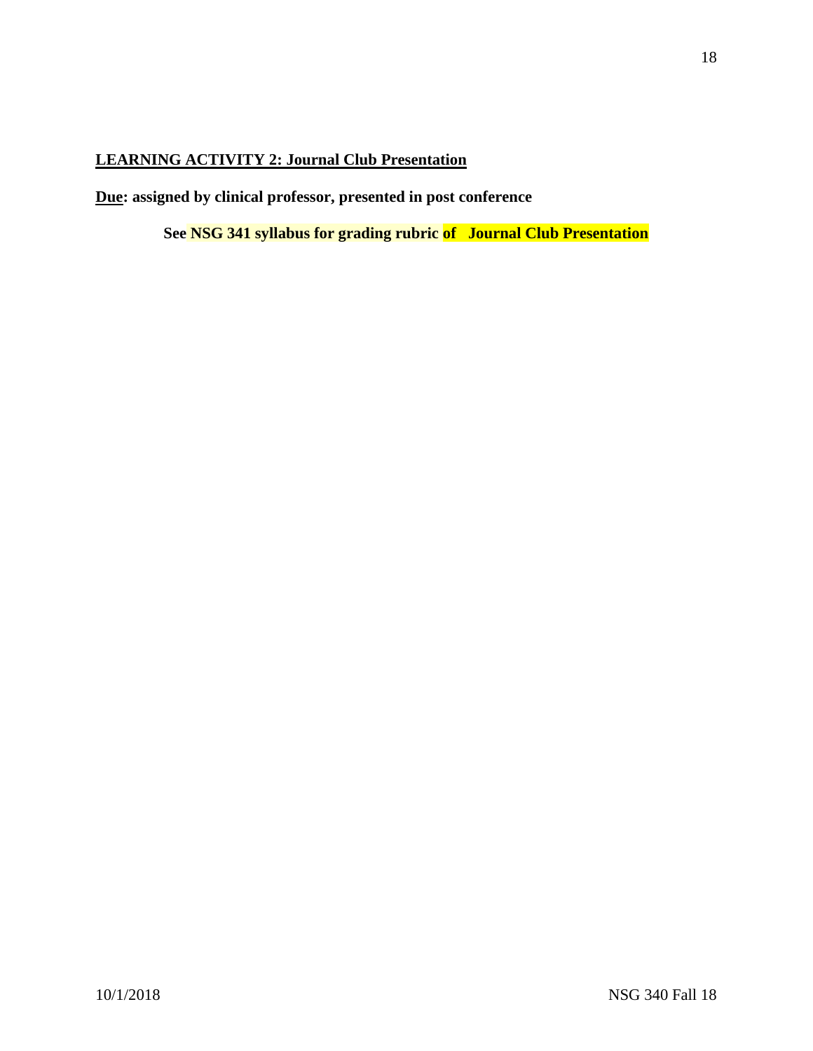## LEARNING ACTIVITY 2: Journal Club Presentation

**Due: assigned by clinical professor, presented in post conference**

**See NSG 341 syllabus for grading rubric of Journal Club Presentation**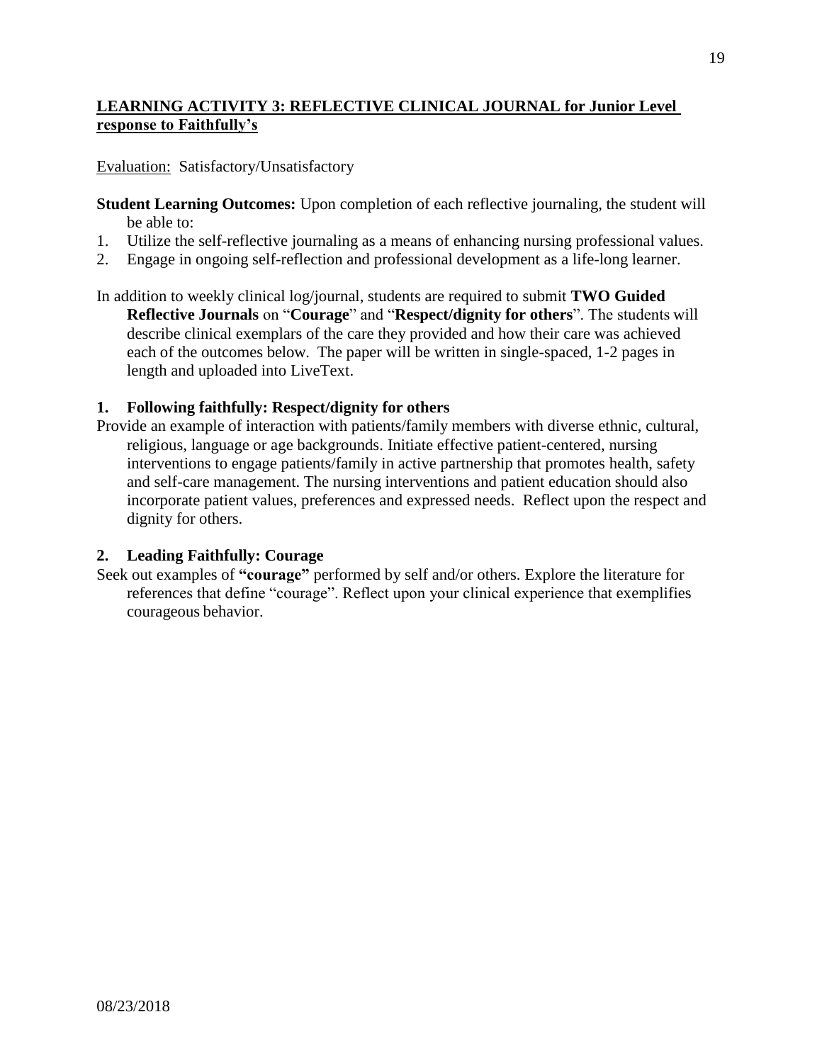## LEARNING ACTIVITY 3: REFLECTIVE CLINICAL JOURNAL for Junior Level response to Faithfully's

Evaluation: Satisfactory/Unsatisfactory

**Student Learning Outcomes:** Upon completion of each reflective journaling, the student will be able to:

1. Utilize the self-reflective journaling as a means of enhancing nursing professional values.
2. Engage in ongoing self-reflection and professional development as a life-long learner.

In addition to weekly clinical log/journal, students are required to submit **TWO Guided Reflective Journals** on "**Courage**" and "**Respect/dignity for others**". The students will describe clinical exemplars of the care they provided and how their care was achieved each of the outcomes below. The paper will be written in single-spaced, 1-2 pages in length and uploaded into LiveText.

### 1. Following faithfully: Respect/dignity for others

Provide an example of interaction with patients/family members with diverse ethnic, cultural, religious, language or age backgrounds. Initiate effective patient-centered, nursing interventions to engage patients/family in active partnership that promotes health, safety and self-care management. The nursing interventions and patient education should also incorporate patient values, preferences and expressed needs. Reflect upon the respect and dignity for others.

### 2. Leading Faithfully: Courage

Seek out examples of **"courage"** performed by self and/or others. Explore the literature for references that define "courage". Reflect upon your clinical experience that exemplifies courageous behavior.

08/23/2018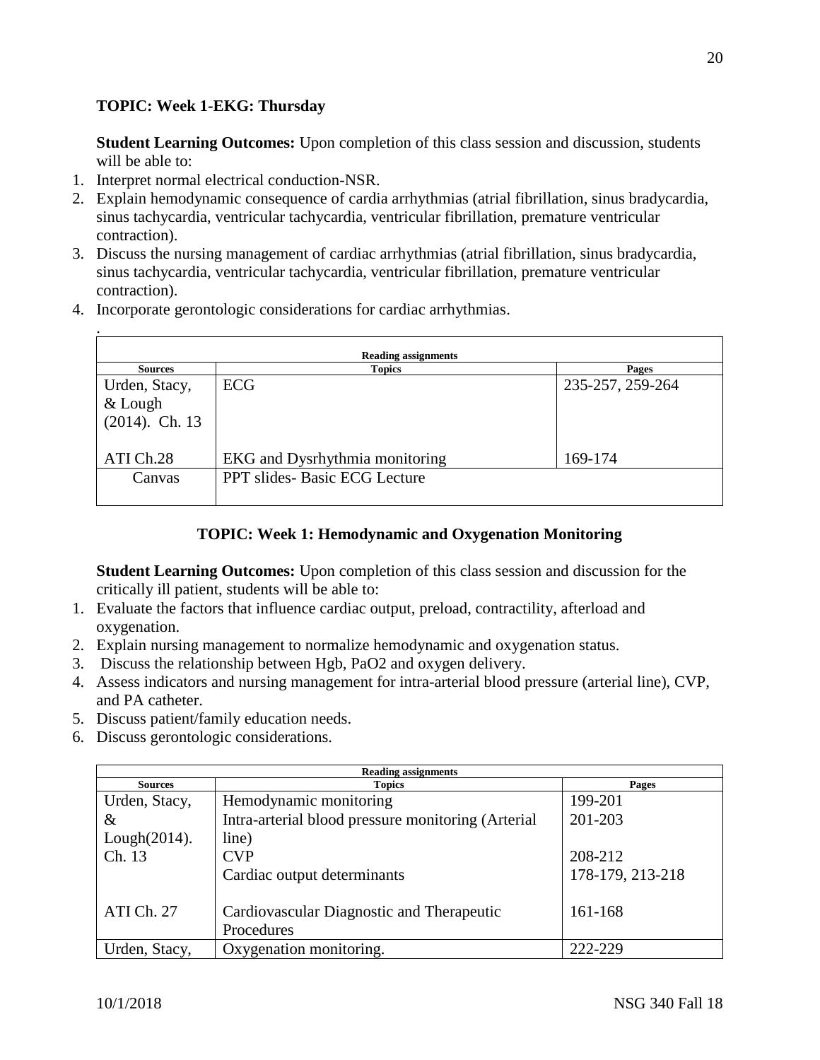**TOPIC: Week 1-EKG: Thursday**

**Student Learning Outcomes:** Upon completion of this class session and discussion, students will be able to:

1. Interpret normal electrical conduction-NSR.
2. Explain hemodynamic consequence of cardia arrhythmias (atrial fibrillation, sinus bradycardia, sinus tachycardia, ventricular tachycardia, ventricular fibrillation, premature ventricular contraction).
3. Discuss the nursing management of cardiac arrhythmias (atrial fibrillation, sinus bradycardia, sinus tachycardia, ventricular tachycardia, ventricular fibrillation, premature ventricular contraction).
4. Incorporate gerontologic considerations for cardiac arrhythmias.

.

| Reading assignments | | |
|---|---|---|
| **Sources** | **Topics** | **Pages** |
| Urden, Stacy, & Lough (2014). Ch. 13 | ECG | 235-257, 259-264 |
| ATI Ch.28 | EKG and Dysrhythmia monitoring | 169-174 |
| Canvas | PPT slides- Basic ECG Lecture | |

**TOPIC: Week 1: Hemodynamic and Oxygenation Monitoring**

**Student Learning Outcomes:** Upon completion of this class session and discussion for the critically ill patient, students will be able to:

1. Evaluate the factors that influence cardiac output, preload, contractility, afterload and oxygenation.
2. Explain nursing management to normalize hemodynamic and oxygenation status.
3. Discuss the relationship between Hgb, PaO2 and oxygen delivery.
4. Assess indicators and nursing management for intra-arterial blood pressure (arterial line), CVP, and PA catheter.
5. Discuss patient/family education needs.
6. Discuss gerontologic considerations.

| Reading assignments | | |
|---|---|---|
| **Sources** | **Topics** | **Pages** |
| Urden, Stacy, & Lough(2014). Ch. 13 | Hemodynamic monitoring<br>Intra-arterial blood pressure monitoring (Arterial line)<br>CVP<br>Cardiac output determinants | 199-201<br>201-203<br><br>208-212<br>178-179, 213-218 |
| ATI Ch. 27 | Cardiovascular Diagnostic and Therapeutic Procedures | 161-168 |
| Urden, Stacy, | Oxygenation monitoring. | 222-229 |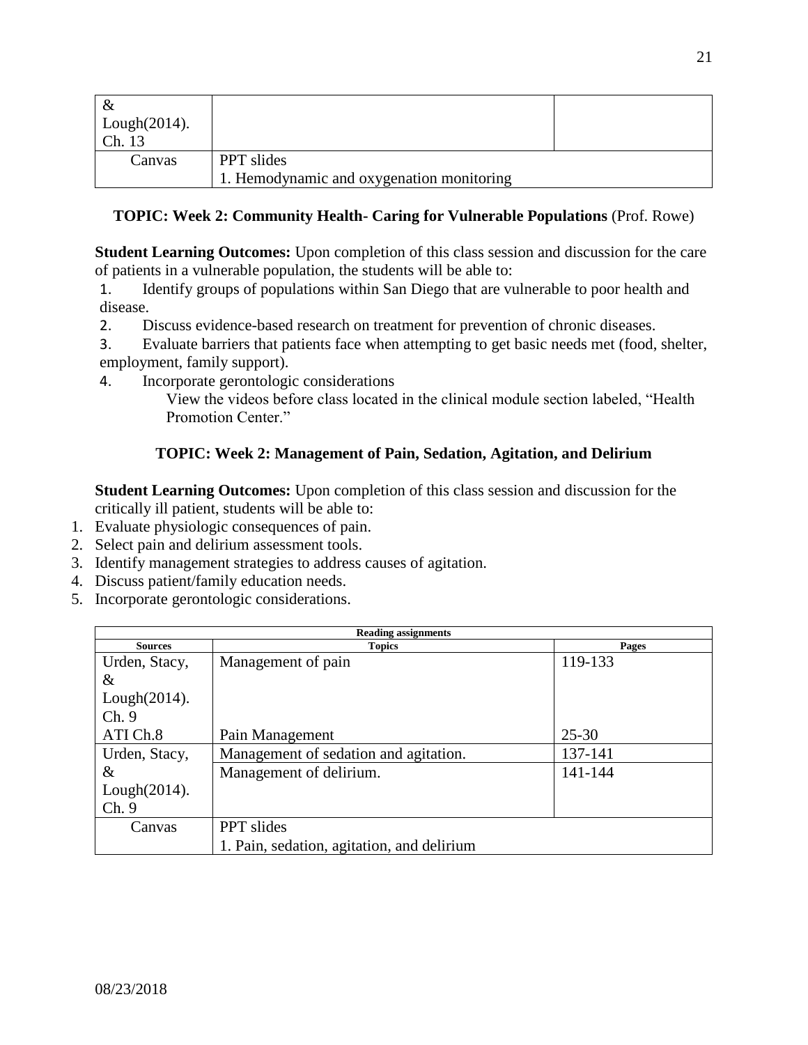| | | |
|---|---|---|
| & Lough(2014). Ch. 13 | | |
| Canvas | PPT slides<br>1. Hemodynamic and oxygenation monitoring | |

**TOPIC: Week 2: Community Health- Caring for Vulnerable Populations** (Prof. Rowe)

**Student Learning Outcomes:** Upon completion of this class session and discussion for the care of patients in a vulnerable population, the students will be able to:

1. Identify groups of populations within San Diego that are vulnerable to poor health and disease.
2. Discuss evidence-based research on treatment for prevention of chronic diseases.
3. Evaluate barriers that patients face when attempting to get basic needs met (food, shelter, employment, family support).
4. Incorporate gerontologic considerations

   View the videos before class located in the clinical module section labeled, "Health Promotion Center."

**TOPIC: Week 2: Management of Pain, Sedation, Agitation, and Delirium**

**Student Learning Outcomes:** Upon completion of this class session and discussion for the critically ill patient, students will be able to:

1. Evaluate physiologic consequences of pain.
2. Select pain and delirium assessment tools.
3. Identify management strategies to address causes of agitation.
4. Discuss patient/family education needs.
5. Incorporate gerontologic considerations.

| Reading assignments | | |
|---|---|---|
| **Sources** | **Topics** | **Pages** |
| Urden, Stacy, & Lough(2014). Ch. 9 | Management of pain | 119-133 |
| ATI Ch.8 | Pain Management | 25-30 |
| Urden, Stacy, & Lough(2014). Ch. 9 | Management of sedation and agitation. | 137-141 |
| | Management of delirium. | 141-144 |
| Canvas | PPT slides<br>1. Pain, sedation, agitation, and delirium | |

08/23/2018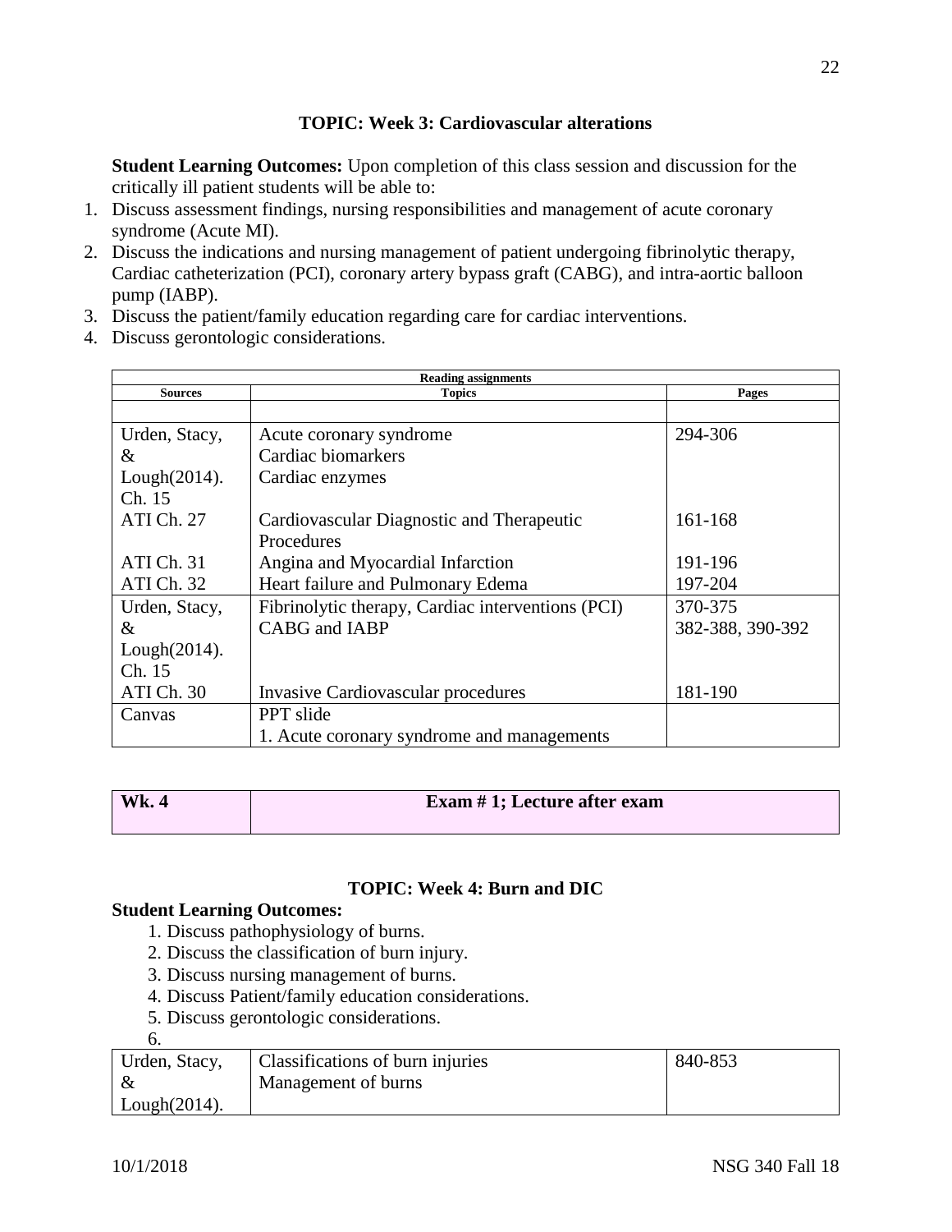### TOPIC: Week 3: Cardiovascular alterations

**Student Learning Outcomes:** Upon completion of this class session and discussion for the critically ill patient students will be able to:

1. Discuss assessment findings, nursing responsibilities and management of acute coronary syndrome (Acute MI).
2. Discuss the indications and nursing management of patient undergoing fibrinolytic therapy, Cardiac catheterization (PCI), coronary artery bypass graft (CABG), and intra-aortic balloon pump (IABP).
3. Discuss the patient/family education regarding care for cardiac interventions.
4. Discuss gerontologic considerations.

| Reading assignments | | |
|---|---|---|
| **Sources** | **Topics** | **Pages** |
| | | |
| Urden, Stacy, & Lough(2014). Ch. 15 | Acute coronary syndrome<br>Cardiac biomarkers<br>Cardiac enzymes | 294-306 |
| ATI Ch. 27 | Cardiovascular Diagnostic and Therapeutic Procedures | 161-168 |
| ATI Ch. 31 | Angina and Myocardial Infarction | 191-196 |
| ATI Ch. 32 | Heart failure and Pulmonary Edema | 197-204 |
| Urden, Stacy, & Lough(2014). Ch. 15 | Fibrinolytic therapy, Cardiac interventions (PCI)<br>CABG and IABP | 370-375<br>382-388, 390-392 |
| ATI Ch. 30 | Invasive Cardiovascular procedures | 181-190 |
| Canvas | PPT slide<br>1. Acute coronary syndrome and managements | |

| **Wk. 4** | **Exam # 1; Lecture after exam** |
|---|---|

### TOPIC: Week 4: Burn and DIC

**Student Learning Outcomes:**

1. Discuss pathophysiology of burns.
2. Discuss the classification of burn injury.
3. Discuss nursing management of burns.
4. Discuss Patient/family education considerations.
5. Discuss gerontologic considerations.
6.

| | | |
|---|---|---|
| Urden, Stacy, & Lough(2014). | Classifications of burn injuries<br>Management of burns | 840-853 |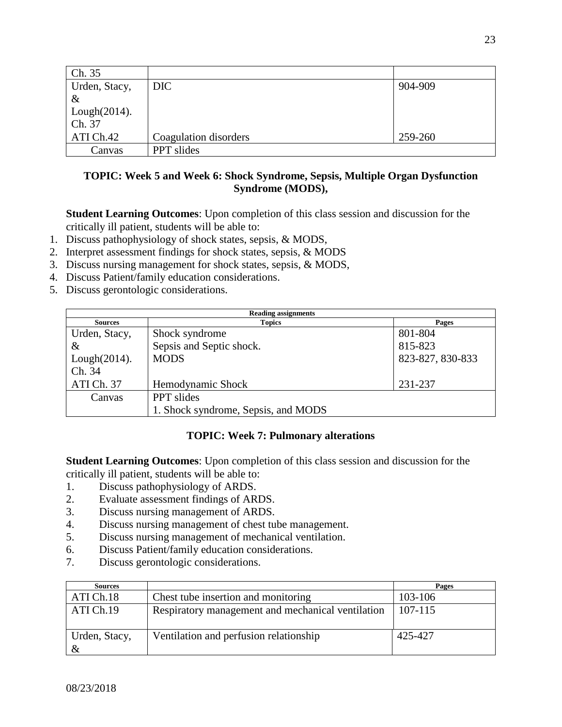| Ch. 35 | | |
|---|---|---|
| Urden, Stacy, & Lough(2014). Ch. 37 | DIC | 904-909 |
| ATI Ch.42 | Coagulation disorders | 259-260 |
| Canvas | PPT slides | |

**TOPIC: Week 5 and Week 6: Shock Syndrome, Sepsis, Multiple Organ Dysfunction Syndrome (MODS),**

**Student Learning Outcomes**: Upon completion of this class session and discussion for the critically ill patient, students will be able to:

1. Discuss pathophysiology of shock states, sepsis, & MODS,
2. Interpret assessment findings for shock states, sepsis, & MODS
3. Discuss nursing management for shock states, sepsis, & MODS,
4. Discuss Patient/family education considerations.
5. Discuss gerontologic considerations.

| **Reading assignments** | | |
|---|---|---|
| **Sources** | **Topics** | **Pages** |
| Urden, Stacy, & Lough(2014). Ch. 34 | Shock syndrome<br>Sepsis and Septic shock.<br>MODS | 801-804<br>815-823<br>823-827, 830-833 |
| ATI Ch. 37 | Hemodynamic Shock | 231-237 |
| Canvas | PPT slides<br>1. Shock syndrome, Sepsis, and MODS | |

**TOPIC: Week 7: Pulmonary alterations**

**Student Learning Outcomes**: Upon completion of this class session and discussion for the critically ill patient, students will be able to:

1. Discuss pathophysiology of ARDS.
2. Evaluate assessment findings of ARDS.
3. Discuss nursing management of ARDS.
4. Discuss nursing management of chest tube management.
5. Discuss nursing management of mechanical ventilation.
6. Discuss Patient/family education considerations.
7. Discuss gerontologic considerations.

| **Sources** | | **Pages** |
|---|---|---|
| ATI Ch.18 | Chest tube insertion and monitoring | 103-106 |
| ATI Ch.19 | Respiratory management and mechanical ventilation | 107-115 |
| Urden, Stacy, & | Ventilation and perfusion relationship | 425-427 |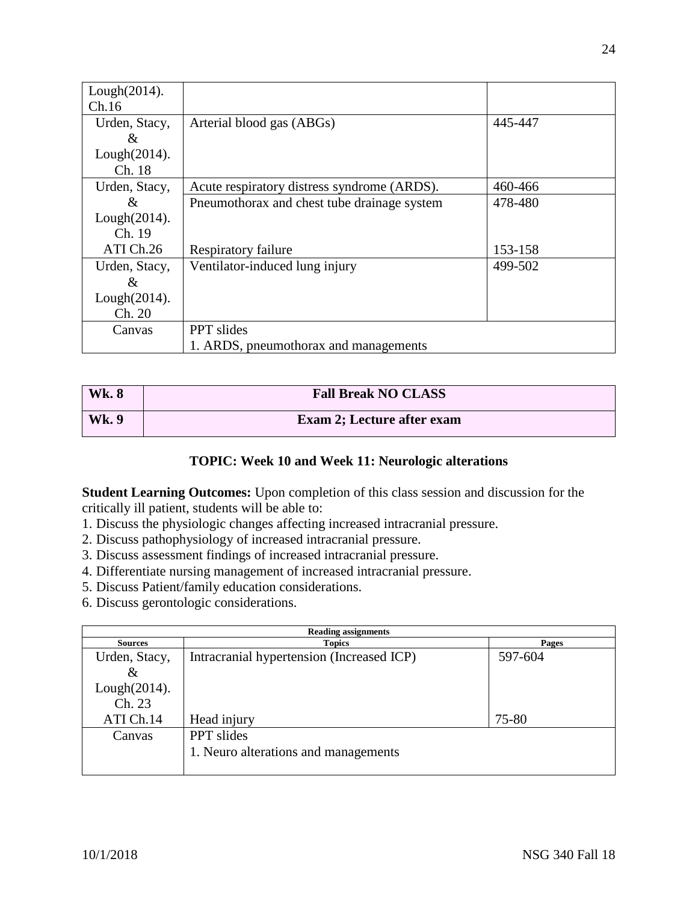| | | |
|---|---|---|
| Lough(2014). Ch.16 | | |
| Urden, Stacy, & Lough(2014). Ch. 18 | Arterial blood gas (ABGs) | 445-447 |
| Urden, Stacy, & Lough(2014). Ch. 19 | Acute respiratory distress syndrome (ARDS). | 460-466 |
| | Pneumothorax and chest tube drainage system | 478-480 |
| ATI Ch.26 | Respiratory failure | 153-158 |
| Urden, Stacy, & Lough(2014). Ch. 20 | Ventilator-induced lung injury | 499-502 |
| Canvas | PPT slides<br>1. ARDS, pneumothorax and managements | |

| | |
|---|---|
| **Wk. 8** | **Fall Break NO CLASS** |
| **Wk. 9** | **Exam 2; Lecture after exam** |

### TOPIC: Week 10 and Week 11: Neurologic alterations

**Student Learning Outcomes:** Upon completion of this class session and discussion for the critically ill patient, students will be able to:

1. Discuss the physiologic changes affecting increased intracranial pressure.
2. Discuss pathophysiology of increased intracranial pressure.
3. Discuss assessment findings of increased intracranial pressure.
4. Differentiate nursing management of increased intracranial pressure.
5. Discuss Patient/family education considerations.
6. Discuss gerontologic considerations.

| Reading assignments | | |
|---|---|---|
| **Sources** | **Topics** | **Pages** |
| Urden, Stacy, & Lough(2014). Ch. 23 | Intracranial hypertension (Increased ICP) | 597-604 |
| ATI Ch.14 | Head injury | 75-80 |
| Canvas | PPT slides<br>1. Neuro alterations and managements | |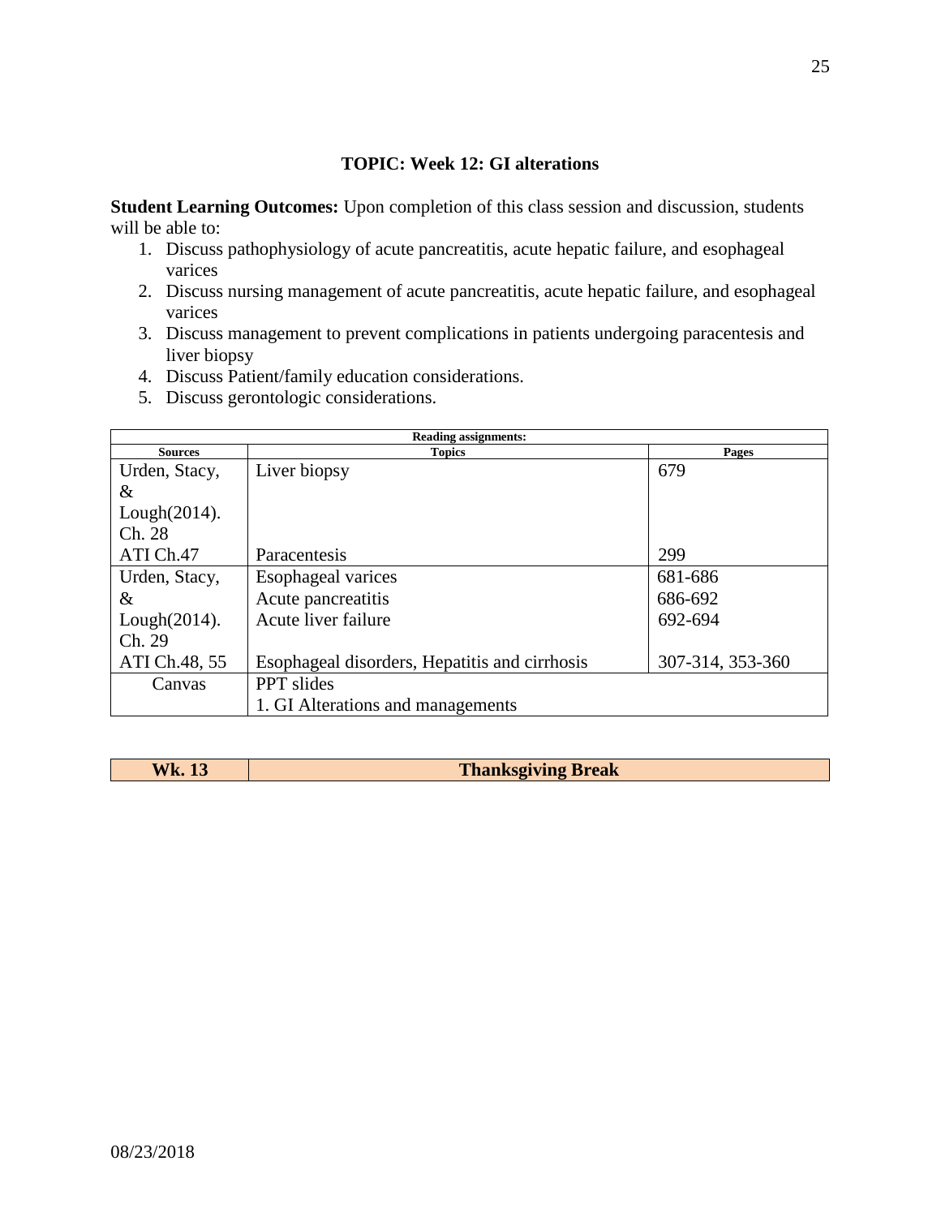**TOPIC: Week 12: GI alterations**

**Student Learning Outcomes:** Upon completion of this class session and discussion, students will be able to:

1. Discuss pathophysiology of acute pancreatitis, acute hepatic failure, and esophageal varices
2. Discuss nursing management of acute pancreatitis, acute hepatic failure, and esophageal varices
3. Discuss management to prevent complications in patients undergoing paracentesis and liver biopsy
4. Discuss Patient/family education considerations.
5. Discuss gerontologic considerations.

| **Reading assignments:** | | |
|---|---|---|
| **Sources** | **Topics** | **Pages** |
| Urden, Stacy, & Lough(2014). Ch. 28 | Liver biopsy | 679 |
| ATI Ch.47 | Paracentesis | 299 |
| Urden, Stacy, & Lough(2014). Ch. 29 | Esophageal varices<br>Acute pancreatitis<br>Acute liver failure | 681-686<br>686-692<br>692-694 |
| ATI Ch.48, 55 | Esophageal disorders, Hepatitis and cirrhosis | 307-314, 353-360 |
| Canvas | PPT slides<br>1. GI Alterations and managements | |

| **Wk. 13** | **Thanksgiving Break** |
|---|---|

08/23/2018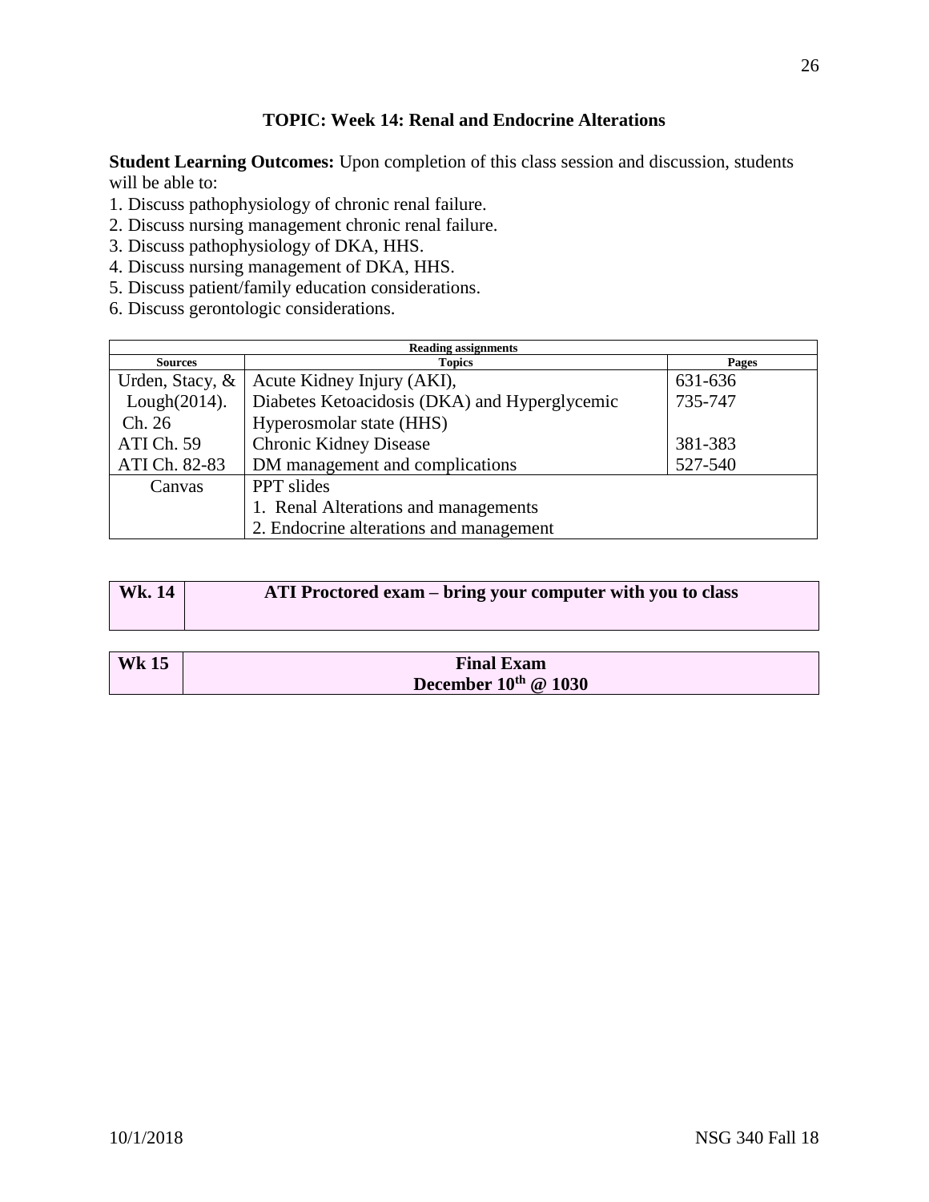### TOPIC: Week 14: Renal and Endocrine Alterations

**Student Learning Outcomes:** Upon completion of this class session and discussion, students will be able to:

1. Discuss pathophysiology of chronic renal failure.
2. Discuss nursing management chronic renal failure.
3. Discuss pathophysiology of DKA, HHS.
4. Discuss nursing management of DKA, HHS.
5. Discuss patient/family education considerations.
6. Discuss gerontologic considerations.

| Reading assignments | | |
|---|---|---|
| **Sources** | **Topics** | **Pages** |
| Urden, Stacy, & Lough(2014). Ch. 26 | Acute Kidney Injury (AKI), Diabetes Ketoacidosis (DKA) and Hyperglycemic Hyperosmolar state (HHS) | 631-636 735-747 |
| ATI Ch. 59 | Chronic Kidney Disease | 381-383 |
| ATI Ch. 82-83 | DM management and complications | 527-540 |
| Canvas | PPT slides<br>1. Renal Alterations and managements<br>2. Endocrine alterations and management | |

| Wk. 14 | ATI Proctored exam – bring your computer with you to class |
|---|---|

| Wk 15 | Final Exam<br>December 10th @ 1030 |
|---|---|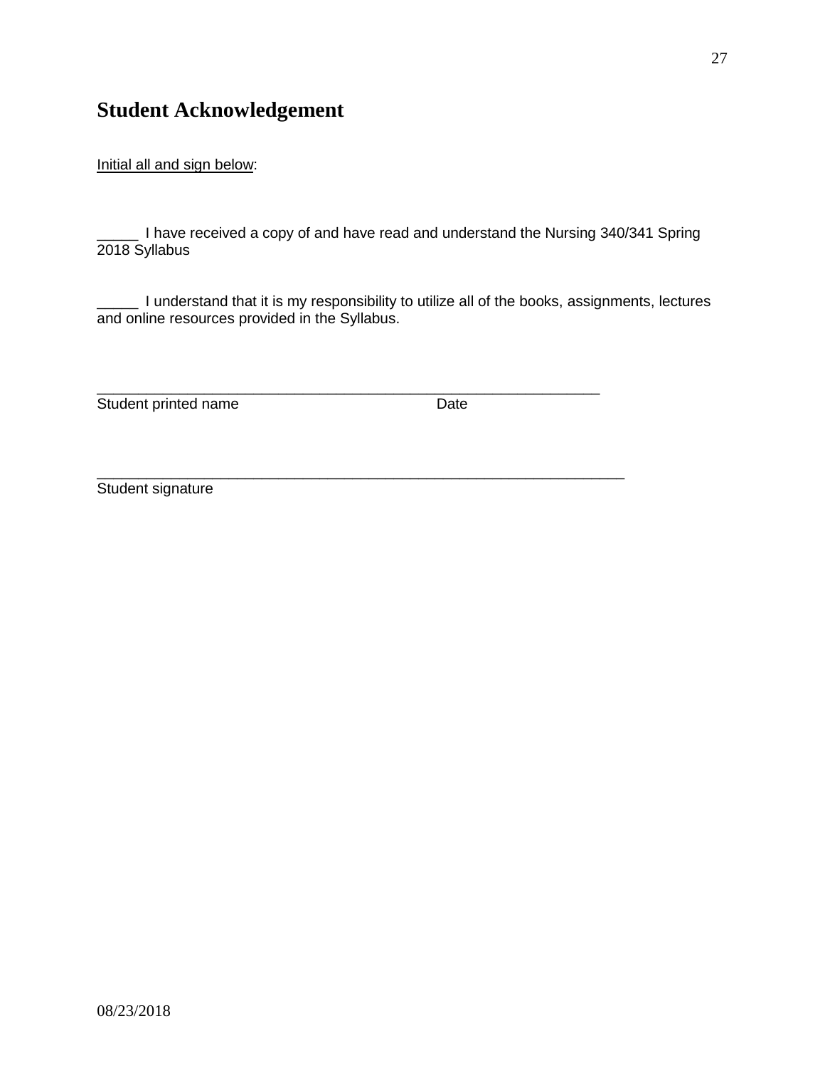## Student Acknowledgement

<u>Initial all and sign below</u>:

_____ I have received a copy of and have read and understand the Nursing 340/341 Spring 2018 Syllabus

_____ I understand that it is my responsibility to utilize all of the books, assignments, lectures and online resources provided in the Syllabus.

_______________________________________________________________
Student printed name                                        Date

__________________________________________________________________
Student signature